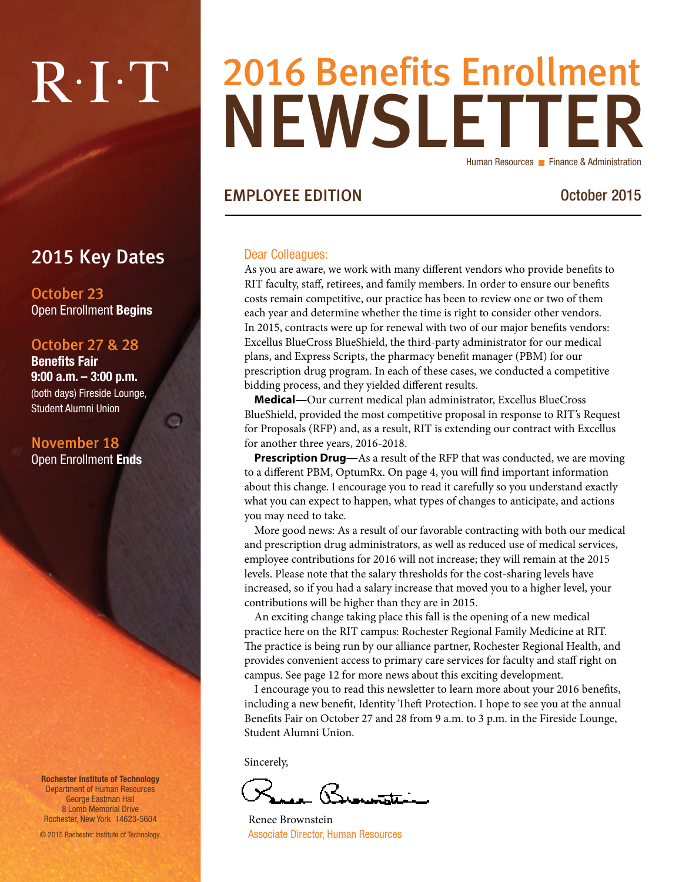R·I·T

# 2016 Benefits Enrollment NEWSLETTER

Human Resources ■ Finance & Administration

## EMPLOYEE EDITION

October 2015

## 2015 Key Dates

**October 23**
Open Enrollment **Begins**

**October 27 & 28**
**Benefits Fair**
**9:00 a.m. – 3:00 p.m.**
(both days) Fireside Lounge, Student Alumni Union

**November 18**
Open Enrollment **Ends**

Dear Colleagues:

As you are aware, we work with many different vendors who provide benefits to RIT faculty, staff, retirees, and family members. In order to ensure our benefits costs remain competitive, our practice has been to review one or two of them each year and determine whether the time is right to consider other vendors. In 2015, contracts were up for renewal with two of our major benefits vendors: Excellus BlueCross BlueShield, the third-party administrator for our medical plans, and Express Scripts, the pharmacy benefit manager (PBM) for our prescription drug program. In each of these cases, we conducted a competitive bidding process, and they yielded different results.

**Medical—**Our current medical plan administrator, Excellus BlueCross BlueShield, provided the most competitive proposal in response to RIT's Request for Proposals (RFP) and, as a result, RIT is extending our contract with Excellus for another three years, 2016-2018.

**Prescription Drug—**As a result of the RFP that was conducted, we are moving to a different PBM, OptumRx. On page 4, you will find important information about this change. I encourage you to read it carefully so you understand exactly what you can expect to happen, what types of changes to anticipate, and actions you may need to take.

More good news: As a result of our favorable contracting with both our medical and prescription drug administrators, as well as reduced use of medical services, employee contributions for 2016 will not increase; they will remain at the 2015 levels. Please note that the salary thresholds for the cost-sharing levels have increased, so if you had a salary increase that moved you to a higher level, your contributions will be higher than they are in 2015.

An exciting change taking place this fall is the opening of a new medical practice here on the RIT campus: Rochester Regional Family Medicine at RIT. The practice is being run by our alliance partner, Rochester Regional Health, and provides convenient access to primary care services for faculty and staff right on campus. See page 12 for more news about this exciting development.

I encourage you to read this newsletter to learn more about your 2016 benefits, including a new benefit, Identity Theft Protection. I hope to see you at the annual Benefits Fair on October 27 and 28 from 9 a.m. to 3 p.m. in the Fireside Lounge, Student Alumni Union.

Sincerely,

Renee Brownstein
Associate Director, Human Resources

**Rochester Institute of Technology**
Department of Human Resources
George Eastman Hall
8 Lomb Memorial Drive
Rochester, New York 14623-5604

© 2015 Rochester Institute of Technology.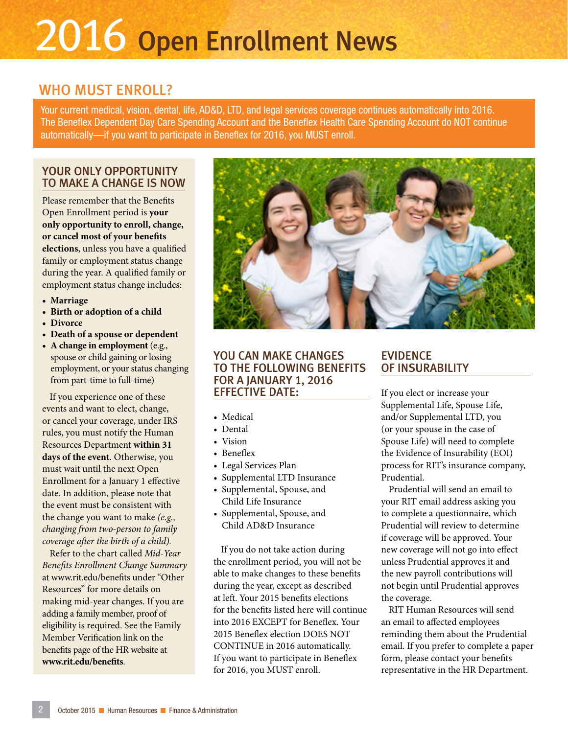# 2016 Open Enrollment News

## WHO MUST ENROLL?

Your current medical, vision, dental, life, AD&D, LTD, and legal services coverage continues automatically into 2016. The Beneflex Dependent Day Care Spending Account and the Beneflex Health Care Spending Account do NOT continue automatically—if you want to participate in Beneflex for 2016, you MUST enroll.

## YOUR ONLY OPPORTUNITY TO MAKE A CHANGE IS NOW

Please remember that the Benefits Open Enrollment period is **your only opportunity to enroll, change, or cancel most of your benefits elections**, unless you have a qualified family or employment status change during the year. A qualified family or employment status change includes:

- **Marriage**
- **Birth or adoption of a child**
- **Divorce**
- **Death of a spouse or dependent**
- **A change in employment** (e.g., spouse or child gaining or losing employment, or your status changing from part-time to full-time)

If you experience one of these events and want to elect, change, or cancel your coverage, under IRS rules, you must notify the Human Resources Department **within 31 days of the event**. Otherwise, you must wait until the next Open Enrollment for a January 1 effective date. In addition, please note that the event must be consistent with the change you want to make *(e.g., changing from two-person to family coverage after the birth of a child).*

Refer to the chart called *Mid-Year Benefits Enrollment Change Summary* at www.rit.edu/benefits under "Other Resources" for more details on making mid-year changes. If you are adding a family member, proof of eligibility is required. See the Family Member Verification link on the benefits page of the HR website at **www.rit.edu/benefits**.

## YOU CAN MAKE CHANGES TO THE FOLLOWING BENEFITS FOR A JANUARY 1, 2016 EFFECTIVE DATE:

- Medical
- Dental
- Vision
- Beneflex
- Legal Services Plan
- Supplemental LTD Insurance
- Supplemental, Spouse, and Child Life Insurance
- Supplemental, Spouse, and Child AD&D Insurance

If you do not take action during the enrollment period, you will not be able to make changes to these benefits during the year, except as described at left. Your 2015 benefits elections for the benefits listed here will continue into 2016 EXCEPT for Beneflex. Your 2015 Beneflex election DOES NOT CONTINUE in 2016 automatically. If you want to participate in Beneflex for 2016, you MUST enroll.

## EVIDENCE OF INSURABILITY

If you elect or increase your Supplemental Life, Spouse Life, and/or Supplemental LTD, you (or your spouse in the case of Spouse Life) will need to complete the Evidence of Insurability (EOI) process for RIT's insurance company, Prudential.

Prudential will send an email to your RIT email address asking you to complete a questionnaire, which Prudential will review to determine if coverage will be approved. Your new coverage will not go into effect unless Prudential approves it and the new payroll contributions will not begin until Prudential approves the coverage.

RIT Human Resources will send an email to affected employees reminding them about the Prudential email. If you prefer to complete a paper form, please contact your benefits representative in the HR Department.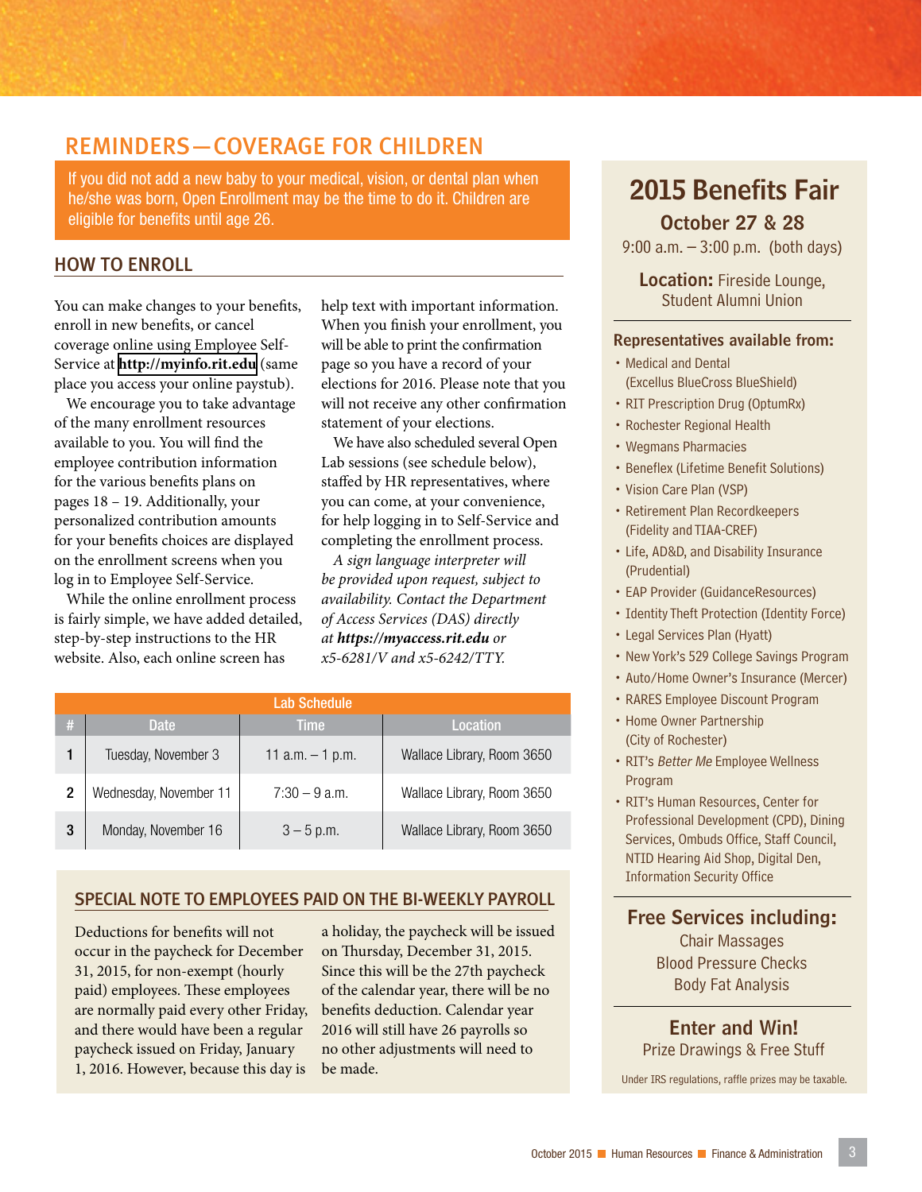## REMINDERS—COVERAGE FOR CHILDREN

If you did not add a new baby to your medical, vision, or dental plan when he/she was born, Open Enrollment may be the time to do it. Children are eligible for benefits until age 26.

### HOW TO ENROLL

You can make changes to your benefits, enroll in new benefits, or cancel coverage online using Employee Self-Service at http://myinfo.rit.edu (same place you access your online paystub).

We encourage you to take advantage of the many enrollment resources available to you. You will find the employee contribution information for the various benefits plans on pages 18 – 19. Additionally, your personalized contribution amounts for your benefits choices are displayed on the enrollment screens when you log in to Employee Self-Service.

While the online enrollment process is fairly simple, we have added detailed, step-by-step instructions to the HR website. Also, each online screen has help text with important information. When you finish your enrollment, you will be able to print the confirmation page so you have a record of your elections for 2016. Please note that you will not receive any other confirmation statement of your elections.

We have also scheduled several Open Lab sessions (see schedule below), staffed by HR representatives, where you can come, at your convenience, for help logging in to Self-Service and completing the enrollment process.

*A sign language interpreter will be provided upon request, subject to availability. Contact the Department of Access Services (DAS) directly at* ***https://myaccess.rit.edu*** *or x5-6281/V and x5-6242/TTY.*

**Lab Schedule**

| # | Date | Time | Location |
|---|---|---|---|
| 1 | Tuesday, November 3 | 11 a.m. – 1 p.m. | Wallace Library, Room 3650 |
| 2 | Wednesday, November 11 | 7:30 – 9 a.m. | Wallace Library, Room 3650 |
| 3 | Monday, November 16 | 3 – 5 p.m. | Wallace Library, Room 3650 |

### SPECIAL NOTE TO EMPLOYEES PAID ON THE BI-WEEKLY PAYROLL

Deductions for benefits will not occur in the paycheck for December 31, 2015, for non-exempt (hourly paid) employees. These employees are normally paid every other Friday, and there would have been a regular paycheck issued on Friday, January 1, 2016. However, because this day is a holiday, the paycheck will be issued on Thursday, December 31, 2015. Since this will be the 27th paycheck of the calendar year, there will be no benefits deduction. Calendar year 2016 will still have 26 payrolls so no other adjustments will need to be made.

## 2015 Benefits Fair

**October 27 & 28**

9:00 a.m. – 3:00 p.m. (both days)

**Location:** Fireside Lounge, Student Alumni Union

**Representatives available from:**

- Medical and Dental (Excellus BlueCross BlueShield)
- RIT Prescription Drug (OptumRx)
- Rochester Regional Health
- Wegmans Pharmacies
- Beneflex (Lifetime Benefit Solutions)
- Vision Care Plan (VSP)
- Retirement Plan Recordkeepers (Fidelity and TIAA-CREF)
- Life, AD&D, and Disability Insurance (Prudential)
- EAP Provider (GuidanceResources)
- Identity Theft Protection (Identity Force)
- Legal Services Plan (Hyatt)
- New York's 529 College Savings Program
- Auto/Home Owner's Insurance (Mercer)
- RARES Employee Discount Program
- Home Owner Partnership (City of Rochester)
- RIT's *Better Me* Employee Wellness Program
- RIT's Human Resources, Center for Professional Development (CPD), Dining Services, Ombuds Office, Staff Council, NTID Hearing Aid Shop, Digital Den, Information Security Office

**Free Services including:**

Chair Massages
Blood Pressure Checks
Body Fat Analysis

**Enter and Win!**

Prize Drawings & Free Stuff

Under IRS regulations, raffle prizes may be taxable.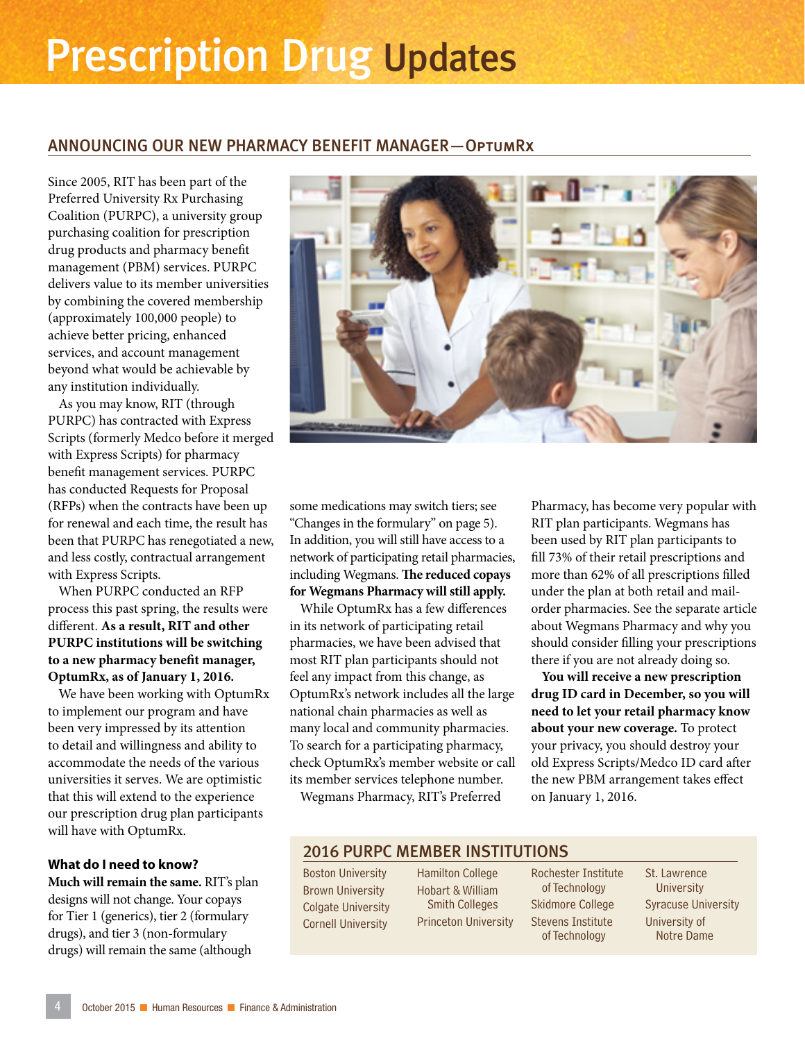# Prescription Drug Updates

## ANNOUNCING OUR NEW PHARMACY BENEFIT MANAGER—OptumRx

Since 2005, RIT has been part of the Preferred University Rx Purchasing Coalition (PURPC), a university group purchasing coalition for prescription drug products and pharmacy benefit management (PBM) services. PURPC delivers value to its member universities by combining the covered membership (approximately 100,000 people) to achieve better pricing, enhanced services, and account management beyond what would be achievable by any institution individually.

As you may know, RIT (through PURPC) has contracted with Express Scripts (formerly Medco before it merged with Express Scripts) for pharmacy benefit management services. PURPC has conducted Requests for Proposal (RFPs) when the contracts have been up for renewal and each time, the result has been that PURPC has renegotiated a new, and less costly, contractual arrangement with Express Scripts.

When PURPC conducted an RFP process this past spring, the results were different. **As a result, RIT and other PURPC institutions will be switching to a new pharmacy benefit manager, OptumRx, as of January 1, 2016.**

We have been working with OptumRx to implement our program and have been very impressed by its attention to detail and willingness and ability to accommodate the needs of the various universities it serves. We are optimistic that this will extend to the experience our prescription drug plan participants will have with OptumRx.

### What do I need to know?

**Much will remain the same.** RIT's plan designs will not change. Your copays for Tier 1 (generics), tier 2 (formulary drugs), and tier 3 (non-formulary drugs) will remain the same (although some medications may switch tiers; see "Changes in the formulary" on page 5). In addition, you will still have access to a network of participating retail pharmacies, including Wegmans. **The reduced copays for Wegmans Pharmacy will still apply.**

While OptumRx has a few differences in its network of participating retail pharmacies, we have been advised that most RIT plan participants should not feel any impact from this change, as OptumRx's network includes all the large national chain pharmacies as well as many local and community pharmacies. To search for a participating pharmacy, check OptumRx's member website or call its member services telephone number.

Wegmans Pharmacy, RIT's Preferred Pharmacy, has become very popular with RIT plan participants. Wegmans has been used by RIT plan participants to fill 73% of their retail prescriptions and more than 62% of all prescriptions filled under the plan at both retail and mail-order pharmacies. See the separate article about Wegmans Pharmacy and why you should consider filling your prescriptions there if you are not already doing so.

**You will receive a new prescription drug ID card in December, so you will need to let your retail pharmacy know about your new coverage.** To protect your privacy, you should destroy your old Express Scripts/Medco ID card after the new PBM arrangement takes effect on January 1, 2016.

## 2016 PURPC MEMBER INSTITUTIONS

- Boston University
- Brown University
- Colgate University
- Cornell University
- Hamilton College
- Hobart & William Smith Colleges
- Princeton University
- Rochester Institute of Technology
- Skidmore College
- Stevens Institute of Technology
- St. Lawrence University
- Syracuse University
- University of Notre Dame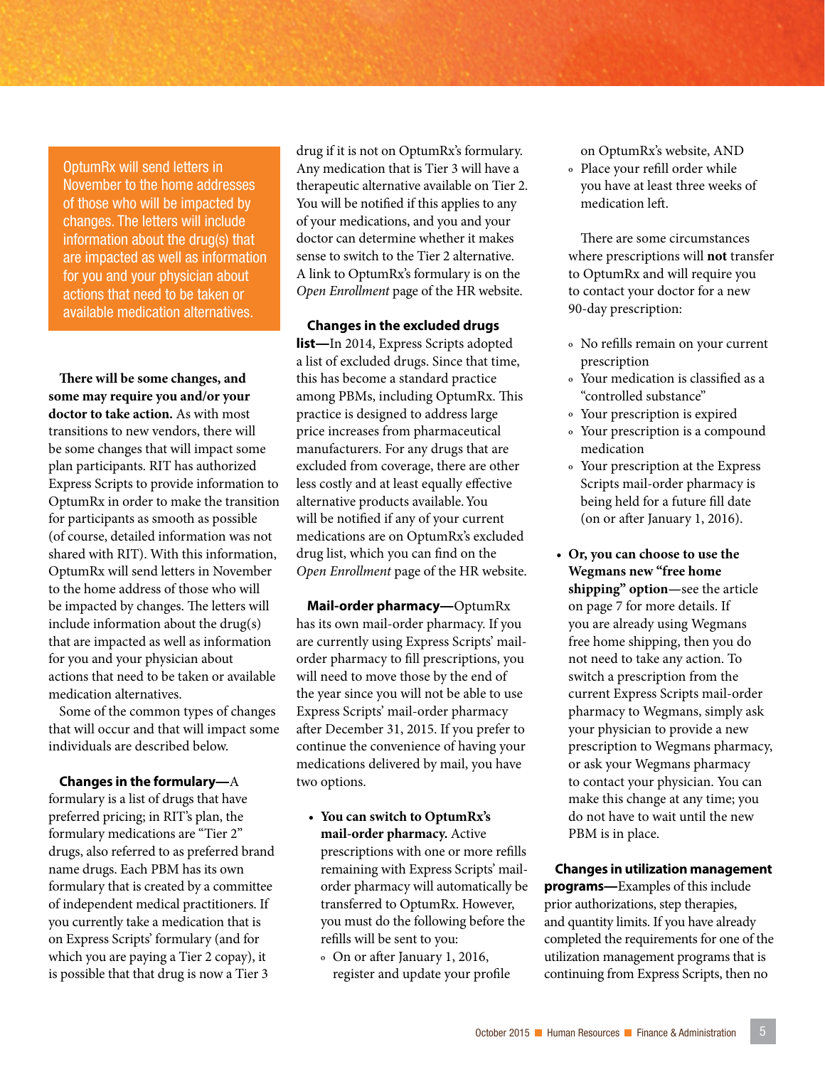> OptumRx will send letters in November to the home addresses of those who will be impacted by changes. The letters will include information about the drug(s) that are impacted as well as information for you and your physician about actions that need to be taken or available medication alternatives.

**There will be some changes, and some may require you and/or your doctor to take action.** As with most transitions to new vendors, there will be some changes that will impact some plan participants. RIT has authorized Express Scripts to provide information to OptumRx in order to make the transition for participants as smooth as possible (of course, detailed information was not shared with RIT). With this information, OptumRx will send letters in November to the home address of those who will be impacted by changes. The letters will include information about the drug(s) that are impacted as well as information for you and your physician about actions that need to be taken or available medication alternatives.

Some of the common types of changes that will occur and that will impact some individuals are described below.

**Changes in the formulary—**A formulary is a list of drugs that have preferred pricing; in RIT's plan, the formulary medications are "Tier 2" drugs, also referred to as preferred brand name drugs. Each PBM has its own formulary that is created by a committee of independent medical practitioners. If you currently take a medication that is on Express Scripts' formulary (and for which you are paying a Tier 2 copay), it is possible that that drug is now a Tier 3 drug if it is not on OptumRx's formulary. Any medication that is Tier 3 will have a therapeutic alternative available on Tier 2. You will be notified if this applies to any of your medications, and you and your doctor can determine whether it makes sense to switch to the Tier 2 alternative. A link to OptumRx's formulary is on the *Open Enrollment* page of the HR website.

**Changes in the excluded drugs list—**In 2014, Express Scripts adopted a list of excluded drugs. Since that time, this has become a standard practice among PBMs, including OptumRx. This practice is designed to address large price increases from pharmaceutical manufacturers. For any drugs that are excluded from coverage, there are other less costly and at least equally effective alternative products available. You will be notified if any of your current medications are on OptumRx's excluded drug list, which you can find on the *Open Enrollment* page of the HR website.

**Mail-order pharmacy—**OptumRx has its own mail-order pharmacy. If you are currently using Express Scripts' mail-order pharmacy to fill prescriptions, you will need to move those by the end of the year since you will not be able to use Express Scripts' mail-order pharmacy after December 31, 2015. If you prefer to continue the convenience of having your medications delivered by mail, you have two options.

- **You can switch to OptumRx's mail-order pharmacy.** Active prescriptions with one or more refills remaining with Express Scripts' mail-order pharmacy will automatically be transferred to OptumRx. However, you must do the following before the refills will be sent to you:
  - On or after January 1, 2016, register and update your profile on OptumRx's website, AND
  - Place your refill order while you have at least three weeks of medication left.

  There are some circumstances where prescriptions will **not** transfer to OptumRx and will require you to contact your doctor for a new 90-day prescription:

  - No refills remain on your current prescription
  - Your medication is classified as a "controlled substance"
  - Your prescription is expired
  - Your prescription is a compound medication
  - Your prescription at the Express Scripts mail-order pharmacy is being held for a future fill date (on or after January 1, 2016).

- **Or, you can choose to use the Wegmans new "free home shipping" option**—see the article on page 7 for more details. If you are already using Wegmans free home shipping, then you do not need to take any action. To switch a prescription from the current Express Scripts mail-order pharmacy to Wegmans, simply ask your physician to provide a new prescription to Wegmans pharmacy, or ask your Wegmans pharmacy to contact your physician. You can make this change at any time; you do not have to wait until the new PBM is in place.

**Changes in utilization management programs—**Examples of this include prior authorizations, step therapies, and quantity limits. If you have already completed the requirements for one of the utilization management programs that is continuing from Express Scripts, then no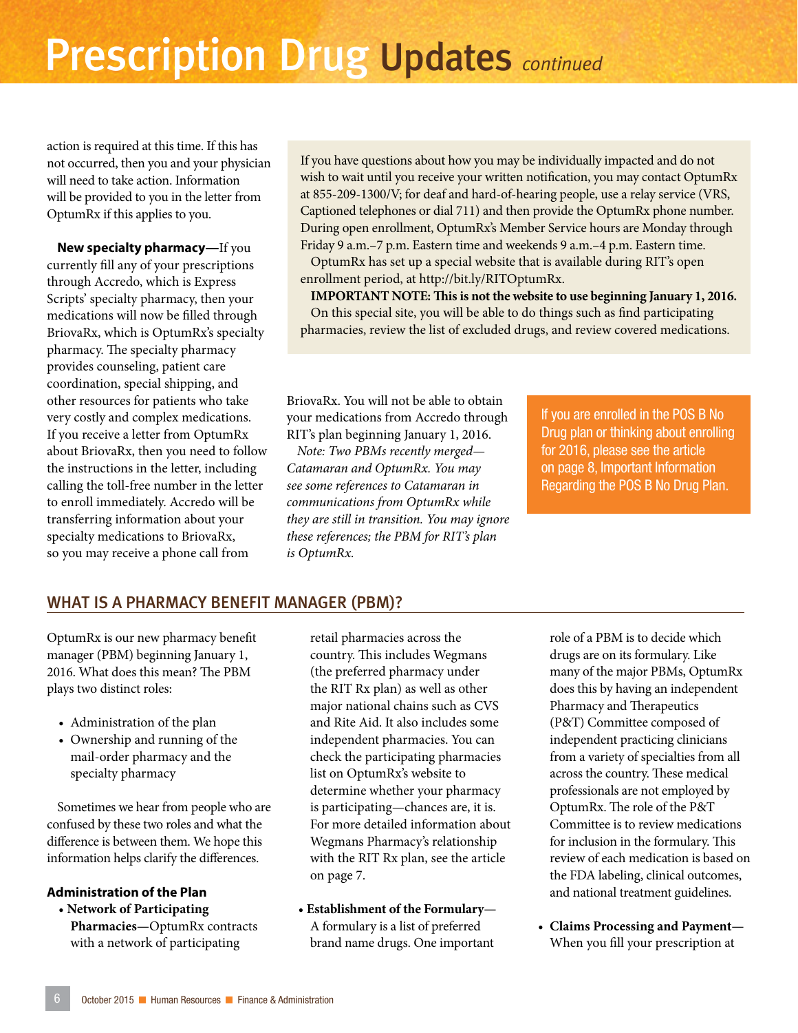# Prescription Drug Updates *continued*

action is required at this time. If this has not occurred, then you and your physician will need to take action. Information will be provided to you in the letter from OptumRx if this applies to you.

**New specialty pharmacy—**If you currently fill any of your prescriptions through Accredo, which is Express Scripts' specialty pharmacy, then your medications will now be filled through BriovaRx, which is OptumRx's specialty pharmacy. The specialty pharmacy provides counseling, patient care coordination, special shipping, and other resources for patients who take very costly and complex medications. If you receive a letter from OptumRx about BriovaRx, then you need to follow the instructions in the letter, including calling the toll-free number in the letter to enroll immediately. Accredo will be transferring information about your specialty medications to BriovaRx, so you may receive a phone call from BriovaRx. You will not be able to obtain your medications from Accredo through RIT's plan beginning January 1, 2016.

*Note: Two PBMs recently merged—Catamaran and OptumRx. You may see some references to Catamaran in communications from OptumRx while they are still in transition. You may ignore these references; the PBM for RIT's plan is OptumRx.*

If you have questions about how you may be individually impacted and do not wish to wait until you receive your written notification, you may contact OptumRx at 855-209-1300/V; for deaf and hard-of-hearing people, use a relay service (VRS, Captioned telephones or dial 711) and then provide the OptumRx phone number. During open enrollment, OptumRx's Member Service hours are Monday through Friday 9 a.m.–7 p.m. Eastern time and weekends 9 a.m.–4 p.m. Eastern time.

OptumRx has set up a special website that is available during RIT's open enrollment period, at http://bit.ly/RITOptumRx.

**IMPORTANT NOTE: This is not the website to use beginning January 1, 2016.**

On this special site, you will be able to do things such as find participating pharmacies, review the list of excluded drugs, and review covered medications.

If you are enrolled in the POS B No Drug plan or thinking about enrolling for 2016, please see the article on page 8, Important Information Regarding the POS B No Drug Plan.

## WHAT IS A PHARMACY BENEFIT MANAGER (PBM)?

OptumRx is our new pharmacy benefit manager (PBM) beginning January 1, 2016. What does this mean? The PBM plays two distinct roles:

- Administration of the plan
- Ownership and running of the mail-order pharmacy and the specialty pharmacy

Sometimes we hear from people who are confused by these two roles and what the difference is between them. We hope this information helps clarify the differences.

### Administration of the Plan

- **Network of Participating Pharmacies—**OptumRx contracts with a network of participating retail pharmacies across the country. This includes Wegmans (the preferred pharmacy under the RIT Rx plan) as well as other major national chains such as CVS and Rite Aid. It also includes some independent pharmacies. You can check the participating pharmacies list on OptumRx's website to determine whether your pharmacy is participating—chances are, it is. For more detailed information about Wegmans Pharmacy's relationship with the RIT Rx plan, see the article on page 7.
- **Establishment of the Formulary—**A formulary is a list of preferred brand name drugs. One important role of a PBM is to decide which drugs are on its formulary. Like many of the major PBMs, OptumRx does this by having an independent Pharmacy and Therapeutics (P&T) Committee composed of independent practicing clinicians from a variety of specialties from all across the country. These medical professionals are not employed by OptumRx. The role of the P&T Committee is to review medications for inclusion in the formulary. This review of each medication is based on the FDA labeling, clinical outcomes, and national treatment guidelines.
- **Claims Processing and Payment—**When you fill your prescription at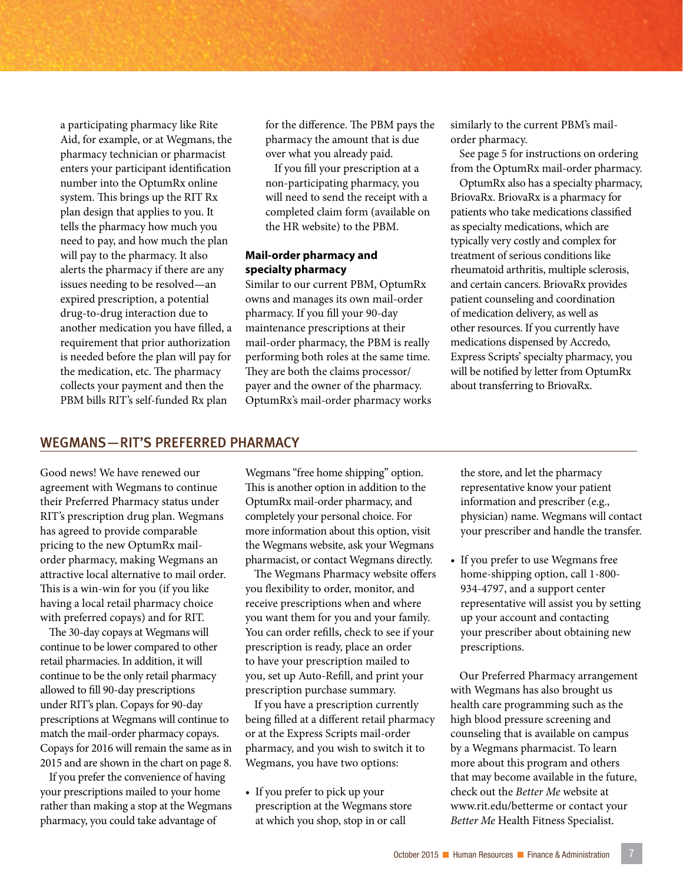a participating pharmacy like Rite Aid, for example, or at Wegmans, the pharmacy technician or pharmacist enters your participant identification number into the OptumRx online system. This brings up the RIT Rx plan design that applies to you. It tells the pharmacy how much you need to pay, and how much the plan will pay to the pharmacy. It also alerts the pharmacy if there are any issues needing to be resolved—an expired prescription, a potential drug-to-drug interaction due to another medication you have filled, a requirement that prior authorization is needed before the plan will pay for the medication, etc. The pharmacy collects your payment and then the PBM bills RIT's self-funded Rx plan for the difference. The PBM pays the pharmacy the amount that is due over what you already paid.

If you fill your prescription at a non-participating pharmacy, you will need to send the receipt with a completed claim form (available on the HR website) to the PBM.

### Mail-order pharmacy and specialty pharmacy

Similar to our current PBM, OptumRx owns and manages its own mail-order pharmacy. If you fill your 90-day maintenance prescriptions at their mail-order pharmacy, the PBM is really performing both roles at the same time. They are both the claims processor/payer and the owner of the pharmacy. OptumRx's mail-order pharmacy works similarly to the current PBM's mail-order pharmacy.

See page 5 for instructions on ordering from the OptumRx mail-order pharmacy.

OptumRx also has a specialty pharmacy, BriovaRx. BriovaRx is a pharmacy for patients who take medications classified as specialty medications, which are typically very costly and complex for treatment of serious conditions like rheumatoid arthritis, multiple sclerosis, and certain cancers. BriovaRx provides patient counseling and coordination of medication delivery, as well as other resources. If you currently have medications dispensed by Accredo, Express Scripts' specialty pharmacy, you will be notified by letter from OptumRx about transferring to BriovaRx.

## WEGMANS—RIT'S PREFERRED PHARMACY

Good news! We have renewed our agreement with Wegmans to continue their Preferred Pharmacy status under RIT's prescription drug plan. Wegmans has agreed to provide comparable pricing to the new OptumRx mail-order pharmacy, making Wegmans an attractive local alternative to mail order. This is a win-win for you (if you like having a local retail pharmacy choice with preferred copays) and for RIT.

The 30-day copays at Wegmans will continue to be lower compared to other retail pharmacies. In addition, it will continue to be the only retail pharmacy allowed to fill 90-day prescriptions under RIT's plan. Copays for 90-day prescriptions at Wegmans will continue to match the mail-order pharmacy copays. Copays for 2016 will remain the same as in 2015 and are shown in the chart on page 8.

If you prefer the convenience of having your prescriptions mailed to your home rather than making a stop at the Wegmans pharmacy, you could take advantage of Wegmans "free home shipping" option. This is another option in addition to the OptumRx mail-order pharmacy, and completely your personal choice. For more information about this option, visit the Wegmans website, ask your Wegmans pharmacist, or contact Wegmans directly.

The Wegmans Pharmacy website offers you flexibility to order, monitor, and receive prescriptions when and where you want them for you and your family. You can order refills, check to see if your prescription is ready, place an order to have your prescription mailed to you, set up Auto-Refill, and print your prescription purchase summary.

If you have a prescription currently being filled at a different retail pharmacy or at the Express Scripts mail-order pharmacy, and you wish to switch it to Wegmans, you have two options:

- If you prefer to pick up your prescription at the Wegmans store at which you shop, stop in or call the store, and let the pharmacy representative know your patient information and prescriber (e.g., physician) name. Wegmans will contact your prescriber and handle the transfer.
- If you prefer to use Wegmans free home-shipping option, call 1-800-934-4797, and a support center representative will assist you by setting up your account and contacting your prescriber about obtaining new prescriptions.

Our Preferred Pharmacy arrangement with Wegmans has also brought us health care programming such as the high blood pressure screening and counseling that is available on campus by a Wegmans pharmacist. To learn more about this program and others that may become available in the future, check out the *Better Me* website at www.rit.edu/betterme or contact your *Better Me* Health Fitness Specialist.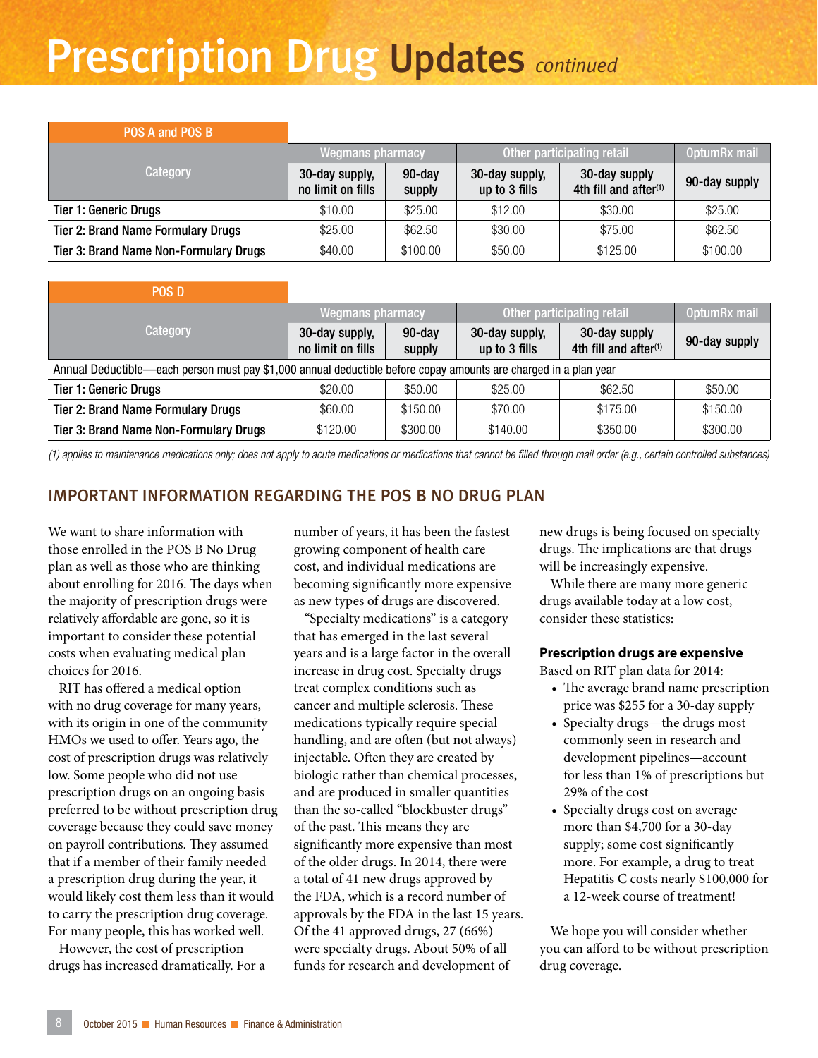# Prescription Drug Updates *continued*

| POS A and POS B | Wegmans pharmacy | | Other participating retail | | OptumRx mail |
|---|---|---|---|---|---|
| Category | 30-day supply, no limit on fills | 90-day supply | 30-day supply, up to 3 fills | 30-day supply 4th fill and after(1) | 90-day supply |
| Tier 1: Generic Drugs | $10.00 | $25.00 | $12.00 | $30.00 | $25.00 |
| Tier 2: Brand Name Formulary Drugs | $25.00 | $62.50 | $30.00 | $75.00 | $62.50 |
| Tier 3: Brand Name Non-Formulary Drugs | $40.00 | $100.00 | $50.00 | $125.00 | $100.00 |

| POS D | Wegmans pharmacy | | Other participating retail | | OptumRx mail |
|---|---|---|---|---|---|
| Category | 30-day supply, no limit on fills | 90-day supply | 30-day supply, up to 3 fills | 30-day supply 4th fill and after(1) | 90-day supply |
| Annual Deductible—each person must pay $1,000 annual deductible before copay amounts are charged in a plan year | | | | | |
| Tier 1: Generic Drugs | $20.00 | $50.00 | $25.00 | $62.50 | $50.00 |
| Tier 2: Brand Name Formulary Drugs | $60.00 | $150.00 | $70.00 | $175.00 | $150.00 |
| Tier 3: Brand Name Non-Formulary Drugs | $120.00 | $300.00 | $140.00 | $350.00 | $300.00 |

*(1) applies to maintenance medications only; does not apply to acute medications or medications that cannot be filled through mail order (e.g., certain controlled substances)*

## IMPORTANT INFORMATION REGARDING THE POS B NO DRUG PLAN

We want to share information with those enrolled in the POS B No Drug plan as well as those who are thinking about enrolling for 2016. The days when the majority of prescription drugs were relatively affordable are gone, so it is important to consider these potential costs when evaluating medical plan choices for 2016.

RIT has offered a medical option with no drug coverage for many years, with its origin in one of the community HMOs we used to offer. Years ago, the cost of prescription drugs was relatively low. Some people who did not use prescription drugs on an ongoing basis preferred to be without prescription drug coverage because they could save money on payroll contributions. They assumed that if a member of their family needed a prescription drug during the year, it would likely cost them less than it would to carry the prescription drug coverage. For many people, this has worked well.

However, the cost of prescription drugs has increased dramatically. For a number of years, it has been the fastest growing component of health care cost, and individual medications are becoming significantly more expensive as new types of drugs are discovered.

"Specialty medications" is a category that has emerged in the last several years and is a large factor in the overall increase in drug cost. Specialty drugs treat complex conditions such as cancer and multiple sclerosis. These medications typically require special handling, and are often (but not always) injectable. Often they are created by biologic rather than chemical processes, and are produced in smaller quantities than the so-called "blockbuster drugs" of the past. This means they are significantly more expensive than most of the older drugs. In 2014, there were a total of 41 new drugs approved by the FDA, which is a record number of approvals by the FDA in the last 15 years. Of the 41 approved drugs, 27 (66%) were specialty drugs. About 50% of all funds for research and development of new drugs is being focused on specialty drugs. The implications are that drugs will be increasingly expensive.

While there are many more generic drugs available today at a low cost, consider these statistics:

**Prescription drugs are expensive**

Based on RIT plan data for 2014:

- The average brand name prescription price was $255 for a 30-day supply
- Specialty drugs—the drugs most commonly seen in research and development pipelines—account for less than 1% of prescriptions but 29% of the cost
- Specialty drugs cost on average more than $4,700 for a 30-day supply; some cost significantly more. For example, a drug to treat Hepatitis C costs nearly $100,000 for a 12-week course of treatment!

We hope you will consider whether you can afford to be without prescription drug coverage.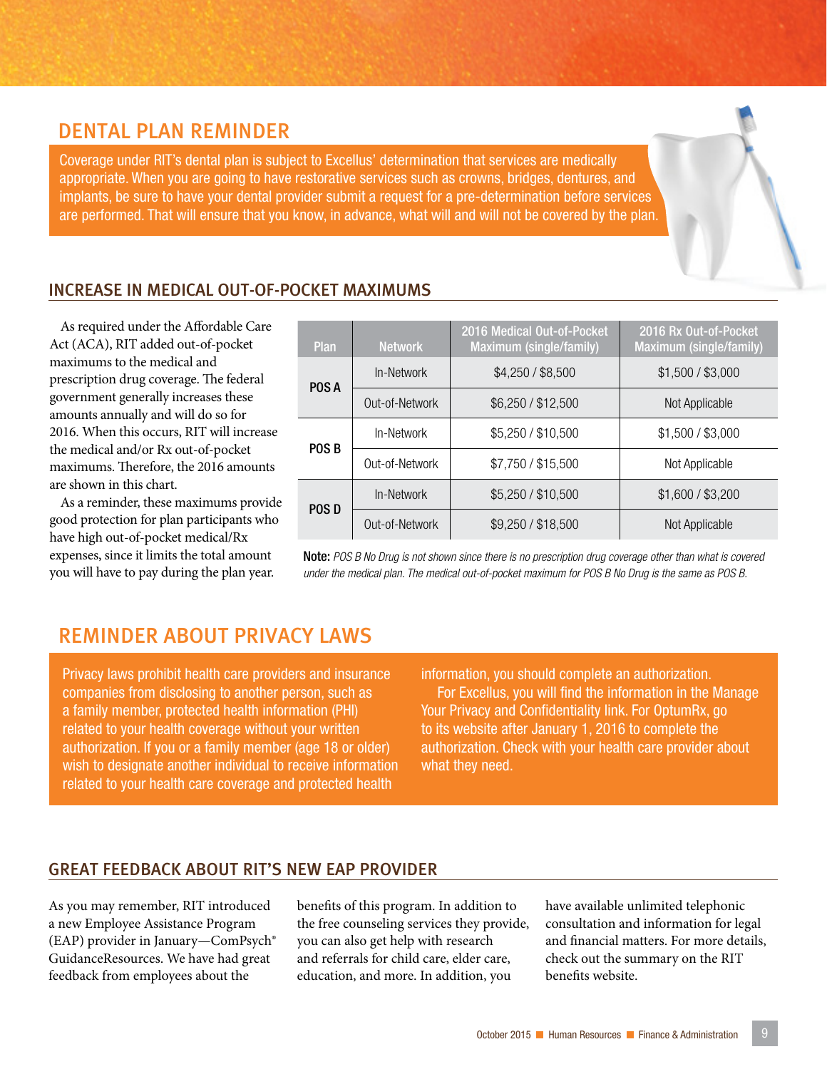## DENTAL PLAN REMINDER

Coverage under RIT's dental plan is subject to Excellus' determination that services are medically appropriate. When you are going to have restorative services such as crowns, bridges, dentures, and implants, be sure to have your dental provider submit a request for a pre-determination before services are performed. That will ensure that you know, in advance, what will and will not be covered by the plan.

## INCREASE IN MEDICAL OUT-OF-POCKET MAXIMUMS

As required under the Affordable Care Act (ACA), RIT added out-of-pocket maximums to the medical and prescription drug coverage. The federal government generally increases these amounts annually and will do so for 2016. When this occurs, RIT will increase the medical and/or Rx out-of-pocket maximums. Therefore, the 2016 amounts are shown in this chart.

As a reminder, these maximums provide good protection for plan participants who have high out-of-pocket medical/Rx expenses, since it limits the total amount you will have to pay during the plan year.

| Plan | Network | 2016 Medical Out-of-Pocket Maximum (single/family) | 2016 Rx Out-of-Pocket Maximum (single/family) |
|---|---|---|---|
| POS A | In-Network | $4,250 / $8,500 | $1,500 / $3,000 |
| | Out-of-Network | $6,250 / $12,500 | Not Applicable |
| POS B | In-Network | $5,250 / $10,500 | $1,500 / $3,000 |
| | Out-of-Network | $7,750 / $15,500 | Not Applicable |
| POS D | In-Network | $5,250 / $10,500 | $1,600 / $3,200 |
| | Out-of-Network | $9,250 / $18,500 | Not Applicable |

**Note:** *POS B No Drug is not shown since there is no prescription drug coverage other than what is covered under the medical plan. The medical out-of-pocket maximum for POS B No Drug is the same as POS B.*

## REMINDER ABOUT PRIVACY LAWS

Privacy laws prohibit health care providers and insurance companies from disclosing to another person, such as a family member, protected health information (PHI) related to your health coverage without your written authorization. If you or a family member (age 18 or older) wish to designate another individual to receive information related to your health care coverage and protected health information, you should complete an authorization.

For Excellus, you will find the information in the Manage Your Privacy and Confidentiality link. For OptumRx, go to its website after January 1, 2016 to complete the authorization. Check with your health care provider about what they need.

## GREAT FEEDBACK ABOUT RIT'S NEW EAP PROVIDER

As you may remember, RIT introduced a new Employee Assistance Program (EAP) provider in January—ComPsych® GuidanceResources. We have had great feedback from employees about the benefits of this program. In addition to the free counseling services they provide, you can also get help with research and referrals for child care, elder care, education, and more. In addition, you have available unlimited telephonic consultation and information for legal and financial matters. For more details, check out the summary on the RIT benefits website.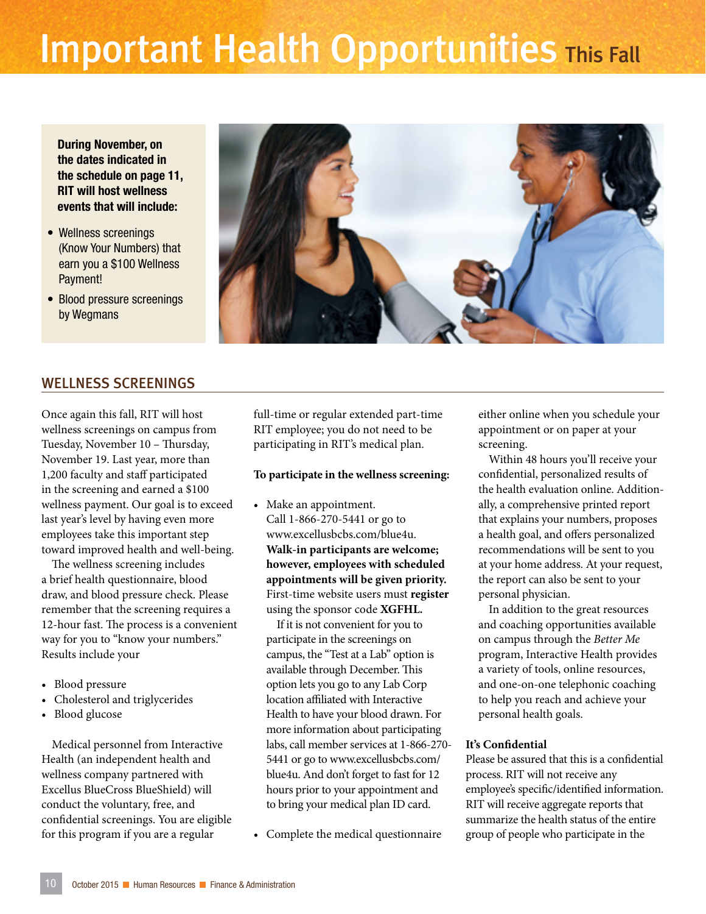# Important Health Opportunities This Fall

**During November, on the dates indicated in the schedule on page 11, RIT will host wellness events that will include:**

- Wellness screenings (Know Your Numbers) that earn you a $100 Wellness Payment!
- Blood pressure screenings by Wegmans

## WELLNESS SCREENINGS

Once again this fall, RIT will host wellness screenings on campus from Tuesday, November 10 – Thursday, November 19. Last year, more than 1,200 faculty and staff participated in the screening and earned a $100 wellness payment. Our goal is to exceed last year's level by having even more employees take this important step toward improved health and well-being.

The wellness screening includes a brief health questionnaire, blood draw, and blood pressure check. Please remember that the screening requires a 12-hour fast. The process is a convenient way for you to "know your numbers." Results include your

- Blood pressure
- Cholesterol and triglycerides
- Blood glucose

Medical personnel from Interactive Health (an independent health and wellness company partnered with Excellus BlueCross BlueShield) will conduct the voluntary, free, and confidential screenings. You are eligible for this program if you are a regular full-time or regular extended part-time RIT employee; you do not need to be participating in RIT's medical plan.

**To participate in the wellness screening:**

- Make an appointment. Call 1-866-270-5441 or go to www.excellusbcbs.com/blue4u. **Walk-in participants are welcome; however, employees with scheduled appointments will be given priority.** First-time website users must **register** using the sponsor code **XGFHL.**

  If it is not convenient for you to participate in the screenings on campus, the "Test at a Lab" option is available through December. This option lets you go to any Lab Corp location affiliated with Interactive Health to have your blood drawn. For more information about participating labs, call member services at 1-866-270-5441 or go to www.excellusbcbs.com/blue4u. And don't forget to fast for 12 hours prior to your appointment and to bring your medical plan ID card.

- Complete the medical questionnaire either online when you schedule your appointment or on paper at your screening.

Within 48 hours you'll receive your confidential, personalized results of the health evaluation online. Additionally, a comprehensive printed report that explains your numbers, proposes a health goal, and offers personalized recommendations will be sent to you at your home address. At your request, the report can also be sent to your personal physician.

In addition to the great resources and coaching opportunities available on campus through the *Better Me* program, Interactive Health provides a variety of tools, online resources, and one-on-one telephonic coaching to help you reach and achieve your personal health goals.

**It's Confidential**

Please be assured that this is a confidential process. RIT will not receive any employee's specific/identified information. RIT will receive aggregate reports that summarize the health status of the entire group of people who participate in the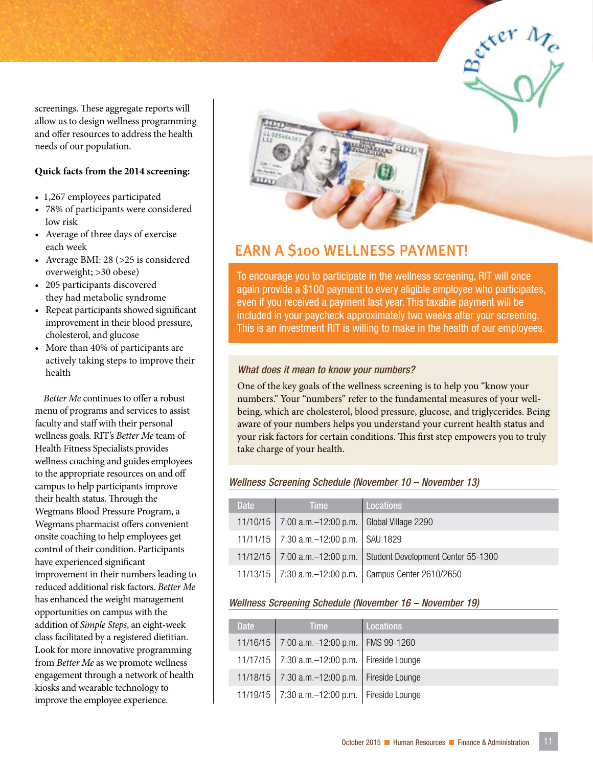screenings. These aggregate reports will allow us to design wellness programming and offer resources to address the health needs of our population.

**Quick facts from the 2014 screening:**

- 1,267 employees participated
- 78% of participants were considered low risk
- Average of three days of exercise each week
- Average BMI: 28 (>25 is considered overweight; >30 obese)
- 205 participants discovered they had metabolic syndrome
- Repeat participants showed significant improvement in their blood pressure, cholesterol, and glucose
- More than 40% of participants are actively taking steps to improve their health

*Better Me* continues to offer a robust menu of programs and services to assist faculty and staff with their personal wellness goals. RIT's *Better Me* team of Health Fitness Specialists provides wellness coaching and guides employees to the appropriate resources on and off campus to help participants improve their health status. Through the Wegmans Blood Pressure Program, a Wegmans pharmacist offers convenient onsite coaching to help employees get control of their condition. Participants have experienced significant improvement in their numbers leading to reduced additional risk factors. *Better Me* has enhanced the weight management opportunities on campus with the addition of *Simple Steps*, an eight-week class facilitated by a registered dietitian. Look for more innovative programming from *Better Me* as we promote wellness engagement through a network of health kiosks and wearable technology to improve the employee experience.

## EARN A $100 WELLNESS PAYMENT!

To encourage you to participate in the wellness screening, RIT will once again provide a $100 payment to every eligible employee who participates, even if you received a payment last year. This taxable payment will be included in your paycheck approximately two weeks after your screening. This is an investment RIT is willing to make in the health of our employees.

### *What does it mean to know your numbers?*

One of the key goals of the wellness screening is to help you "know your numbers." Your "numbers" refer to the fundamental measures of your well-being, which are cholesterol, blood pressure, glucose, and triglycerides. Being aware of your numbers helps you understand your current health status and your risk factors for certain conditions. This first step empowers you to truly take charge of your health.

### *Wellness Screening Schedule (November 10 – November 13)*

| Date | Time | Locations |
|---|---|---|
| 11/10/15 | 7:00 a.m.–12:00 p.m. | Global Village 2290 |
| 11/11/15 | 7:30 a.m.–12:00 p.m. | SAU 1829 |
| 11/12/15 | 7:00 a.m.–12:00 p.m. | Student Development Center 55-1300 |
| 11/13/15 | 7:30 a.m.–12:00 p.m. | Campus Center 2610/2650 |

### *Wellness Screening Schedule (November 16 – November 19)*

| Date | Time | Locations |
|---|---|---|
| 11/16/15 | 7:00 a.m.–12:00 p.m. | FMS 99-1260 |
| 11/17/15 | 7:30 a.m.–12:00 p.m. | Fireside Lounge |
| 11/18/15 | 7:30 a.m.–12:00 p.m. | Fireside Lounge |
| 11/19/15 | 7:30 a.m.–12:00 p.m. | Fireside Lounge |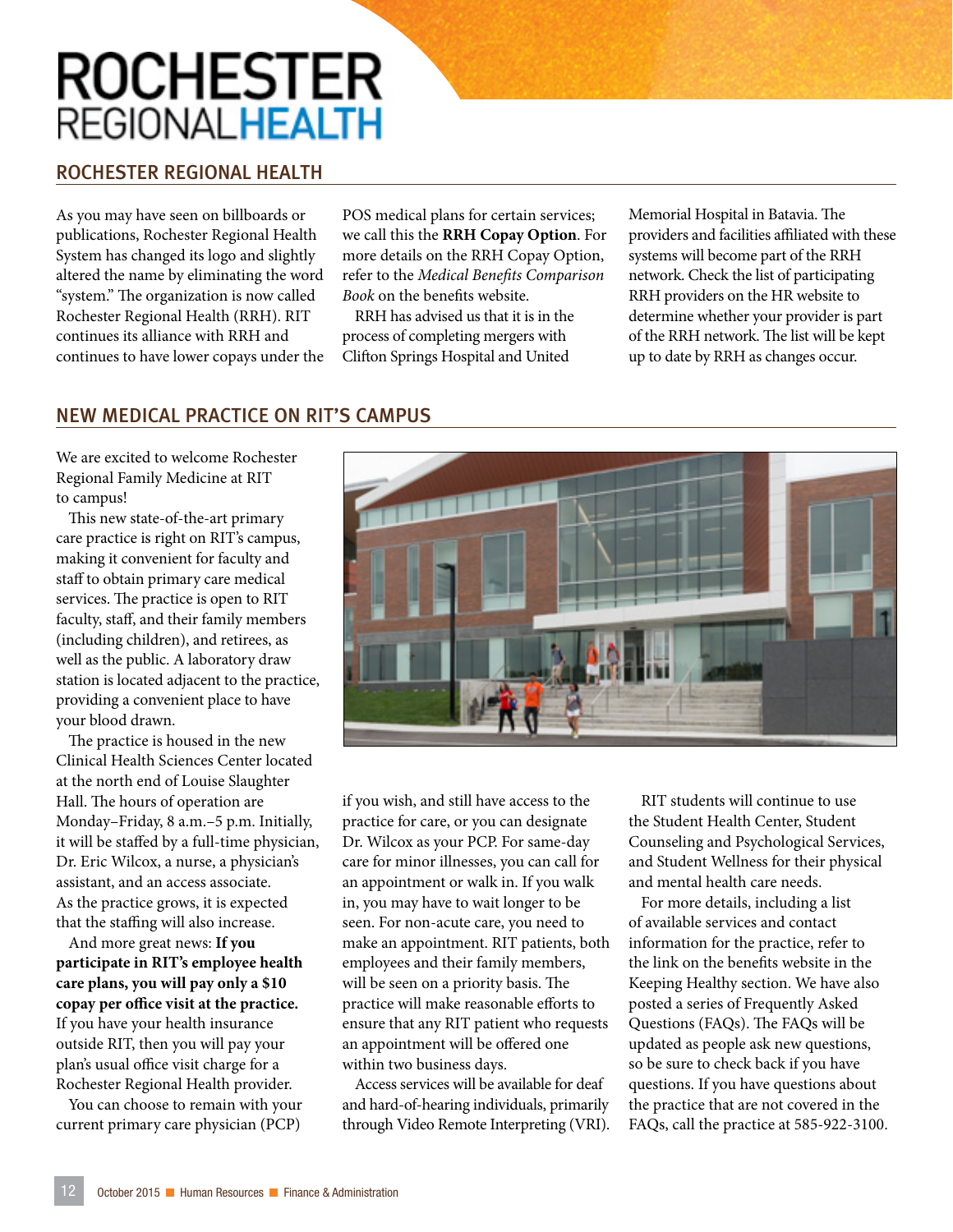## ROCHESTER REGIONAL HEALTH

As you may have seen on billboards or publications, Rochester Regional Health System has changed its logo and slightly altered the name by eliminating the word "system." The organization is now called Rochester Regional Health (RRH). RIT continues its alliance with RRH and continues to have lower copays under the POS medical plans for certain services; we call this the **RRH Copay Option**. For more details on the RRH Copay Option, refer to the *Medical Benefits Comparison Book* on the benefits website.

RRH has advised us that it is in the process of completing mergers with Clifton Springs Hospital and United Memorial Hospital in Batavia. The providers and facilities affiliated with these systems will become part of the RRH network. Check the list of participating RRH providers on the HR website to determine whether your provider is part of the RRH network. The list will be kept up to date by RRH as changes occur.

## NEW MEDICAL PRACTICE ON RIT'S CAMPUS

We are excited to welcome Rochester Regional Family Medicine at RIT to campus!

This new state-of-the-art primary care practice is right on RIT's campus, making it convenient for faculty and staff to obtain primary care medical services. The practice is open to RIT faculty, staff, and their family members (including children), and retirees, as well as the public. A laboratory draw station is located adjacent to the practice, providing a convenient place to have your blood drawn.

The practice is housed in the new Clinical Health Sciences Center located at the north end of Louise Slaughter Hall. The hours of operation are Monday–Friday, 8 a.m.–5 p.m. Initially, it will be staffed by a full-time physician, Dr. Eric Wilcox, a nurse, a physician's assistant, and an access associate. As the practice grows, it is expected that the staffing will also increase.

And more great news: **If you participate in RIT's employee health care plans, you will pay only a $10 copay per office visit at the practice.** If you have your health insurance outside RIT, then you will pay your plan's usual office visit charge for a Rochester Regional Health provider.

You can choose to remain with your current primary care physician (PCP) if you wish, and still have access to the practice for care, or you can designate Dr. Wilcox as your PCP. For same-day care for minor illnesses, you can call for an appointment or walk in. If you walk in, you may have to wait longer to be seen. For non-acute care, you need to make an appointment. RIT patients, both employees and their family members, will be seen on a priority basis. The practice will make reasonable efforts to ensure that any RIT patient who requests an appointment will be offered one within two business days.

Access services will be available for deaf and hard-of-hearing individuals, primarily through Video Remote Interpreting (VRI).

RIT students will continue to use the Student Health Center, Student Counseling and Psychological Services, and Student Wellness for their physical and mental health care needs.

For more details, including a list of available services and contact information for the practice, refer to the link on the benefits website in the Keeping Healthy section. We have also posted a series of Frequently Asked Questions (FAQs). The FAQs will be updated as people ask new questions, so be sure to check back if you have questions. If you have questions about the practice that are not covered in the FAQs, call the practice at 585-922-3100.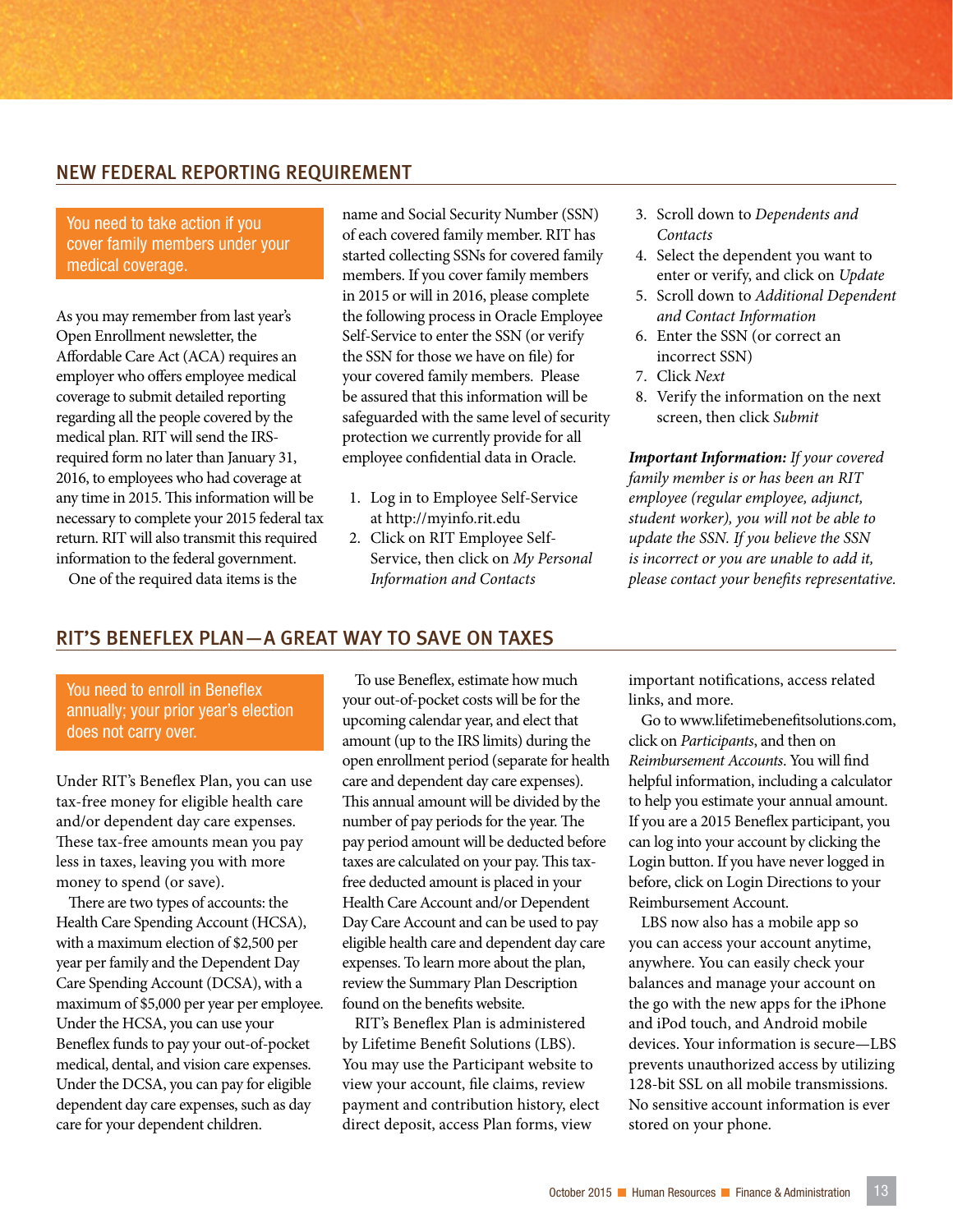## NEW FEDERAL REPORTING REQUIREMENT

**You need to take action if you cover family members under your medical coverage.**

As you may remember from last year's Open Enrollment newsletter, the Affordable Care Act (ACA) requires an employer who offers employee medical coverage to submit detailed reporting regarding all the people covered by the medical plan. RIT will send the IRS-required form no later than January 31, 2016, to employees who had coverage at any time in 2015. This information will be necessary to complete your 2015 federal tax return. RIT will also transmit this required information to the federal government.

One of the required data items is the name and Social Security Number (SSN) of each covered family member. RIT has started collecting SSNs for covered family members. If you cover family members in 2015 or will in 2016, please complete the following process in Oracle Employee Self-Service to enter the SSN (or verify the SSN for those we have on file) for your covered family members. Please be assured that this information will be safeguarded with the same level of security protection we currently provide for all employee confidential data in Oracle.

1. Log in to Employee Self-Service at http://myinfo.rit.edu
2. Click on RIT Employee Self-Service, then click on *My Personal Information and Contacts*
3. Scroll down to *Dependents and Contacts*
4. Select the dependent you want to enter or verify, and click on *Update*
5. Scroll down to *Additional Dependent and Contact Information*
6. Enter the SSN (or correct an incorrect SSN)
7. Click *Next*
8. Verify the information on the next screen, then click *Submit*

***Important Information:*** *If your covered family member is or has been an RIT employee (regular employee, adjunct, student worker), you will not be able to update the SSN. If you believe the SSN is incorrect or you are unable to add it, please contact your benefits representative.*

## RIT'S BENEFLEX PLAN—A GREAT WAY TO SAVE ON TAXES

**You need to enroll in Beneflex annually; your prior year's election does not carry over.**

Under RIT's Beneflex Plan, you can use tax-free money for eligible health care and/or dependent day care expenses. These tax-free amounts mean you pay less in taxes, leaving you with more money to spend (or save).

There are two types of accounts: the Health Care Spending Account (HCSA), with a maximum election of $2,500 per year per family and the Dependent Day Care Spending Account (DCSA), with a maximum of $5,000 per year per employee. Under the HCSA, you can use your Beneflex funds to pay your out-of-pocket medical, dental, and vision care expenses. Under the DCSA, you can pay for eligible dependent day care expenses, such as day care for your dependent children.

To use Beneflex, estimate how much your out-of-pocket costs will be for the upcoming calendar year, and elect that amount (up to the IRS limits) during the open enrollment period (separate for health care and dependent day care expenses). This annual amount will be divided by the number of pay periods for the year. The pay period amount will be deducted before taxes are calculated on your pay. This tax-free deducted amount is placed in your Health Care Account and/or Dependent Day Care Account and can be used to pay eligible health care and dependent day care expenses. To learn more about the plan, review the Summary Plan Description found on the benefits website.

RIT's Beneflex Plan is administered by Lifetime Benefit Solutions (LBS). You may use the Participant website to view your account, file claims, review payment and contribution history, elect direct deposit, access Plan forms, view important notifications, access related links, and more.

Go to www.lifetimebenefitsolutions.com, click on *Participants*, and then on *Reimbursement Accounts*. You will find helpful information, including a calculator to help you estimate your annual amount. If you are a 2015 Beneflex participant, you can log into your account by clicking the Login button. If you have never logged in before, click on Login Directions to your Reimbursement Account.

LBS now also has a mobile app so you can access your account anytime, anywhere. You can easily check your balances and manage your account on the go with the new apps for the iPhone and iPod touch, and Android mobile devices. Your information is secure—LBS prevents unauthorized access by utilizing 128-bit SSL on all mobile transmissions. No sensitive account information is ever stored on your phone.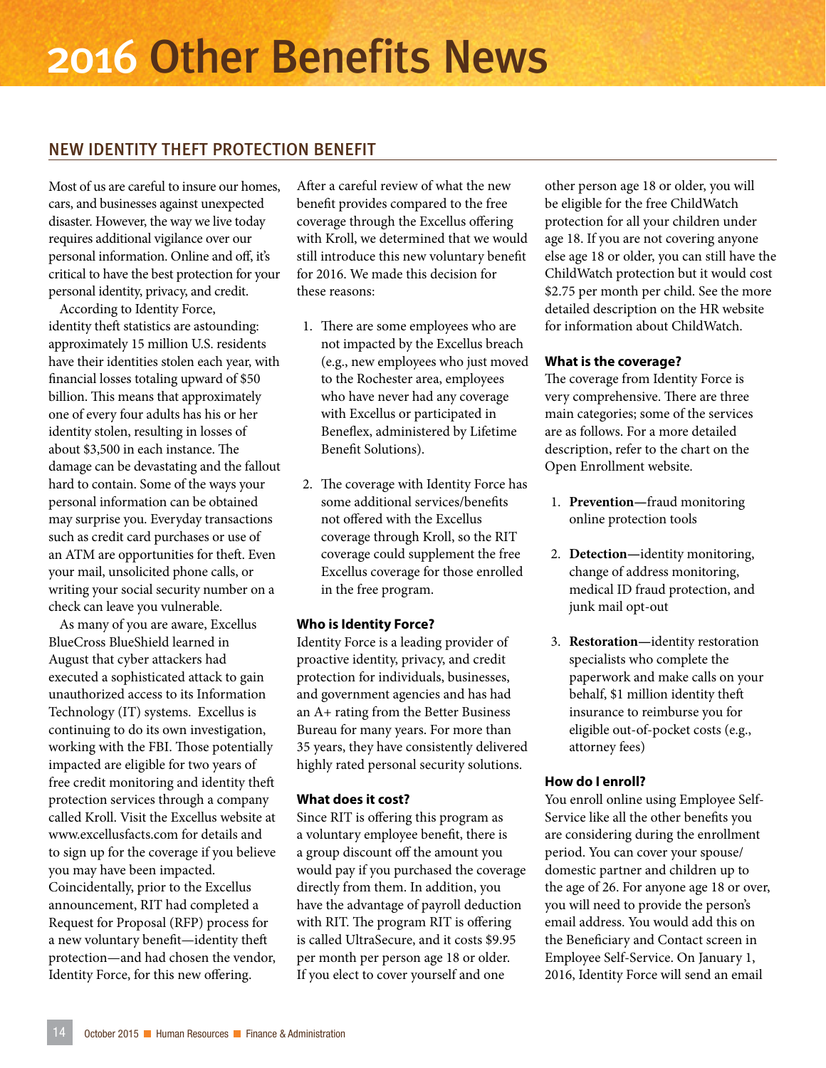# 2016 Other Benefits News

## NEW IDENTITY THEFT PROTECTION BENEFIT

Most of us are careful to insure our homes, cars, and businesses against unexpected disaster. However, the way we live today requires additional vigilance over our personal information. Online and off, it's critical to have the best protection for your personal identity, privacy, and credit.

According to Identity Force, identity theft statistics are astounding: approximately 15 million U.S. residents have their identities stolen each year, with financial losses totaling upward of $50 billion. This means that approximately one of every four adults has his or her identity stolen, resulting in losses of about $3,500 in each instance. The damage can be devastating and the fallout hard to contain. Some of the ways your personal information can be obtained may surprise you. Everyday transactions such as credit card purchases or use of an ATM are opportunities for theft. Even your mail, unsolicited phone calls, or writing your social security number on a check can leave you vulnerable.

As many of you are aware, Excellus BlueCross BlueShield learned in August that cyber attackers had executed a sophisticated attack to gain unauthorized access to its Information Technology (IT) systems. Excellus is continuing to do its own investigation, working with the FBI. Those potentially impacted are eligible for two years of free credit monitoring and identity theft protection services through a company called Kroll. Visit the Excellus website at www.excellusfacts.com for details and to sign up for the coverage if you believe you may have been impacted. Coincidentally, prior to the Excellus announcement, RIT had completed a Request for Proposal (RFP) process for a new voluntary benefit—identity theft protection—and had chosen the vendor, Identity Force, for this new offering.

After a careful review of what the new benefit provides compared to the free coverage through the Excellus offering with Kroll, we determined that we would still introduce this new voluntary benefit for 2016. We made this decision for these reasons:

1. There are some employees who are not impacted by the Excellus breach (e.g., new employees who just moved to the Rochester area, employees who have never had any coverage with Excellus or participated in Beneflex, administered by Lifetime Benefit Solutions).
2. The coverage with Identity Force has some additional services/benefits not offered with the Excellus coverage through Kroll, so the RIT coverage could supplement the free Excellus coverage for those enrolled in the free program.

### Who is Identity Force?

Identity Force is a leading provider of proactive identity, privacy, and credit protection for individuals, businesses, and government agencies and has had an A+ rating from the Better Business Bureau for many years. For more than 35 years, they have consistently delivered highly rated personal security solutions.

### What does it cost?

Since RIT is offering this program as a voluntary employee benefit, there is a group discount off the amount you would pay if you purchased the coverage directly from them. In addition, you have the advantage of payroll deduction with RIT. The program RIT is offering is called UltraSecure, and it costs $9.95 per month per person age 18 or older. If you elect to cover yourself and one other person age 18 or older, you will be eligible for the free ChildWatch protection for all your children under age 18. If you are not covering anyone else age 18 or older, you can still have the ChildWatch protection but it would cost $2.75 per month per child. See the more detailed description on the HR website for information about ChildWatch.

### What is the coverage?

The coverage from Identity Force is very comprehensive. There are three main categories; some of the services are as follows. For a more detailed description, refer to the chart on the Open Enrollment website.

1. **Prevention**—fraud monitoring online protection tools
2. **Detection**—identity monitoring, change of address monitoring, medical ID fraud protection, and junk mail opt-out
3. **Restoration**—identity restoration specialists who complete the paperwork and make calls on your behalf, $1 million identity theft insurance to reimburse you for eligible out-of-pocket costs (e.g., attorney fees)

### How do I enroll?

You enroll online using Employee Self-Service like all the other benefits you are considering during the enrollment period. You can cover your spouse/domestic partner and children up to the age of 26. For anyone age 18 or over, you will need to provide the person's email address. You would add this on the Beneficiary and Contact screen in Employee Self-Service. On January 1, 2016, Identity Force will send an email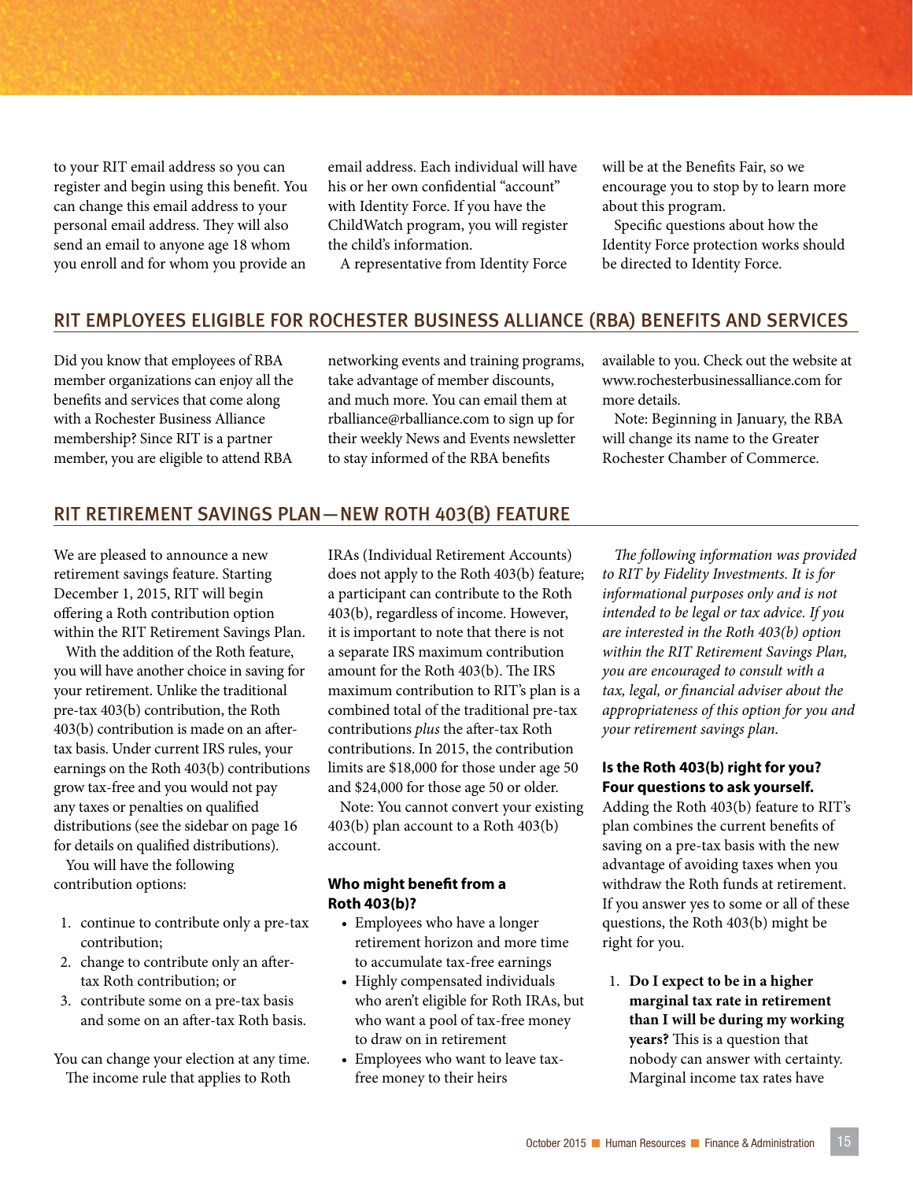to your RIT email address so you can register and begin using this benefit. You can change this email address to your personal email address. They will also send an email to anyone age 18 whom you enroll and for whom you provide an email address. Each individual will have his or her own confidential "account" with Identity Force. If you have the ChildWatch program, you will register the child's information.

A representative from Identity Force will be at the Benefits Fair, so we encourage you to stop by to learn more about this program.

Specific questions about how the Identity Force protection works should be directed to Identity Force.

## RIT EMPLOYEES ELIGIBLE FOR ROCHESTER BUSINESS ALLIANCE (RBA) BENEFITS AND SERVICES

Did you know that employees of RBA member organizations can enjoy all the benefits and services that come along with a Rochester Business Alliance membership? Since RIT is a partner member, you are eligible to attend RBA networking events and training programs, take advantage of member discounts, and much more. You can email them at rballiance@rballiance.com to sign up for their weekly News and Events newsletter to stay informed of the RBA benefits available to you. Check out the website at www.rochesterbusinessalliance.com for more details.

Note: Beginning in January, the RBA will change its name to the Greater Rochester Chamber of Commerce.

## RIT RETIREMENT SAVINGS PLAN—NEW ROTH 403(B) FEATURE

We are pleased to announce a new retirement savings feature. Starting December 1, 2015, RIT will begin offering a Roth contribution option within the RIT Retirement Savings Plan.

With the addition of the Roth feature, you will have another choice in saving for your retirement. Unlike the traditional pre-tax 403(b) contribution, the Roth 403(b) contribution is made on an after-tax basis. Under current IRS rules, your earnings on the Roth 403(b) contributions grow tax-free and you would not pay any taxes or penalties on qualified distributions (see the sidebar on page 16 for details on qualified distributions).

You will have the following contribution options:

1. continue to contribute only a pre-tax contribution;
2. change to contribute only an after-tax Roth contribution; or
3. contribute some on a pre-tax basis and some on an after-tax Roth basis.

You can change your election at any time.

The income rule that applies to Roth IRAs (Individual Retirement Accounts) does not apply to the Roth 403(b) feature; a participant can contribute to the Roth 403(b), regardless of income. However, it is important to note that there is not a separate IRS maximum contribution amount for the Roth 403(b). The IRS maximum contribution to RIT's plan is a combined total of the traditional pre-tax contributions *plus* the after-tax Roth contributions. In 2015, the contribution limits are $18,000 for those under age 50 and $24,000 for those age 50 or older.

Note: You cannot convert your existing 403(b) plan account to a Roth 403(b) account.

### Who might benefit from a Roth 403(b)?

- Employees who have a longer retirement horizon and more time to accumulate tax-free earnings
- Highly compensated individuals who aren't eligible for Roth IRAs, but who want a pool of tax-free money to draw on in retirement
- Employees who want to leave tax-free money to their heirs

*The following information was provided to RIT by Fidelity Investments. It is for informational purposes only and is not intended to be legal or tax advice. If you are interested in the Roth 403(b) option within the RIT Retirement Savings Plan, you are encouraged to consult with a tax, legal, or financial adviser about the appropriateness of this option for you and your retirement savings plan.*

### Is the Roth 403(b) right for you? Four questions to ask yourself.

Adding the Roth 403(b) feature to RIT's plan combines the current benefits of saving on a pre-tax basis with the new advantage of avoiding taxes when you withdraw the Roth funds at retirement. If you answer yes to some or all of these questions, the Roth 403(b) might be right for you.

1. **Do I expect to be in a higher marginal tax rate in retirement than I will be during my working years?** This is a question that nobody can answer with certainty. Marginal income tax rates have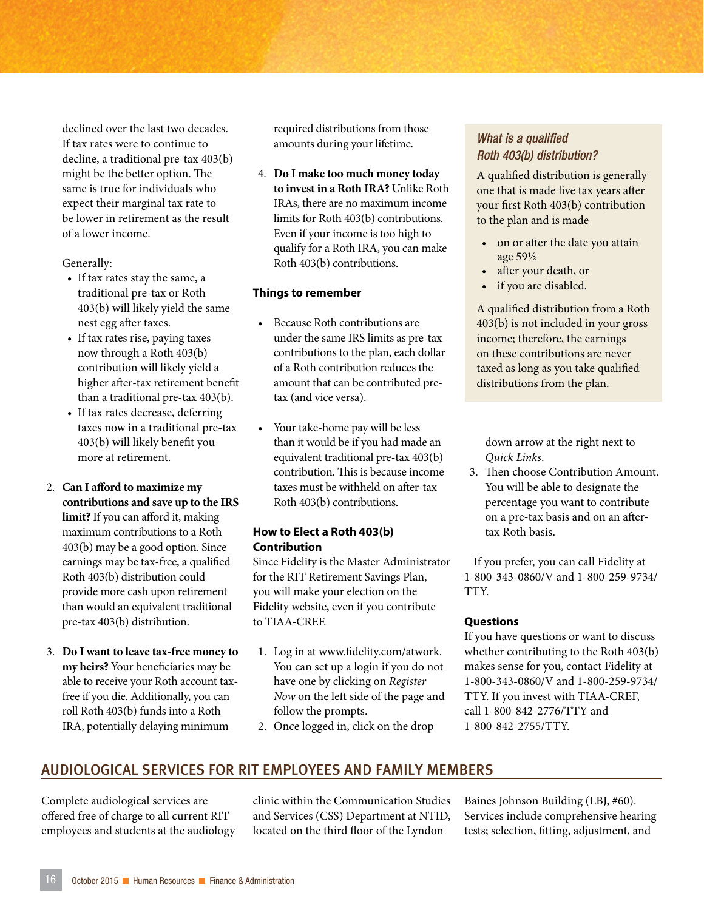declined over the last two decades. If tax rates were to continue to decline, a traditional pre-tax 403(b) might be the better option. The same is true for individuals who expect their marginal tax rate to be lower in retirement as the result of a lower income.

Generally:

- If tax rates stay the same, a traditional pre-tax or Roth 403(b) will likely yield the same nest egg after taxes.
- If tax rates rise, paying taxes now through a Roth 403(b) contribution will likely yield a higher after-tax retirement benefit than a traditional pre-tax 403(b).
- If tax rates decrease, deferring taxes now in a traditional pre-tax 403(b) will likely benefit you more at retirement.

2. **Can I afford to maximize my contributions and save up to the IRS limit?** If you can afford it, making maximum contributions to a Roth 403(b) may be a good option. Since earnings may be tax-free, a qualified Roth 403(b) distribution could provide more cash upon retirement than would an equivalent traditional pre-tax 403(b) distribution.

3. **Do I want to leave tax-free money to my heirs?** Your beneficiaries may be able to receive your Roth account tax-free if you die. Additionally, you can roll Roth 403(b) funds into a Roth IRA, potentially delaying minimum required distributions from those amounts during your lifetime.

4. **Do I make too much money today to invest in a Roth IRA?** Unlike Roth IRAs, there are no maximum income limits for Roth 403(b) contributions. Even if your income is too high to qualify for a Roth IRA, you can make Roth 403(b) contributions.

### Things to remember

- Because Roth contributions are under the same IRS limits as pre-tax contributions to the plan, each dollar of a Roth contribution reduces the amount that can be contributed pre-tax (and vice versa).

- Your take-home pay will be less than it would be if you had made an equivalent traditional pre-tax 403(b) contribution. This is because income taxes must be withheld on after-tax Roth 403(b) contributions.

### How to Elect a Roth 403(b) Contribution

Since Fidelity is the Master Administrator for the RIT Retirement Savings Plan, you will make your election on the Fidelity website, even if you contribute to TIAA-CREF.

1. Log in at www.fidelity.com/atwork. You can set up a login if you do not have one by clicking on *Register Now* on the left side of the page and follow the prompts.
2. Once logged in, click on the drop down arrow at the right next to *Quick Links*.
3. Then choose Contribution Amount. You will be able to designate the percentage you want to contribute on a pre-tax basis and on an after-tax Roth basis.

If you prefer, you can call Fidelity at 1-800-343-0860/V and 1-800-259-9734/TTY.

> ***What is a qualified Roth 403(b) distribution?***
>
> A qualified distribution is generally one that is made five tax years after your first Roth 403(b) contribution to the plan and is made
>
> - on or after the date you attain age 59½
> - after your death, or
> - if you are disabled.
>
> A qualified distribution from a Roth 403(b) is not included in your gross income; therefore, the earnings on these contributions are never taxed as long as you take qualified distributions from the plan.

### Questions

If you have questions or want to discuss whether contributing to the Roth 403(b) makes sense for you, contact Fidelity at 1-800-343-0860/V and 1-800-259-9734/TTY. If you invest with TIAA-CREF, call 1-800-842-2776/TTY and 1-800-842-2755/TTY.

## AUDIOLOGICAL SERVICES FOR RIT EMPLOYEES AND FAMILY MEMBERS

Complete audiological services are offered free of charge to all current RIT employees and students at the audiology clinic within the Communication Studies and Services (CSS) Department at NTID, located on the third floor of the Lyndon Baines Johnson Building (LBJ, #60). Services include comprehensive hearing tests; selection, fitting, adjustment, and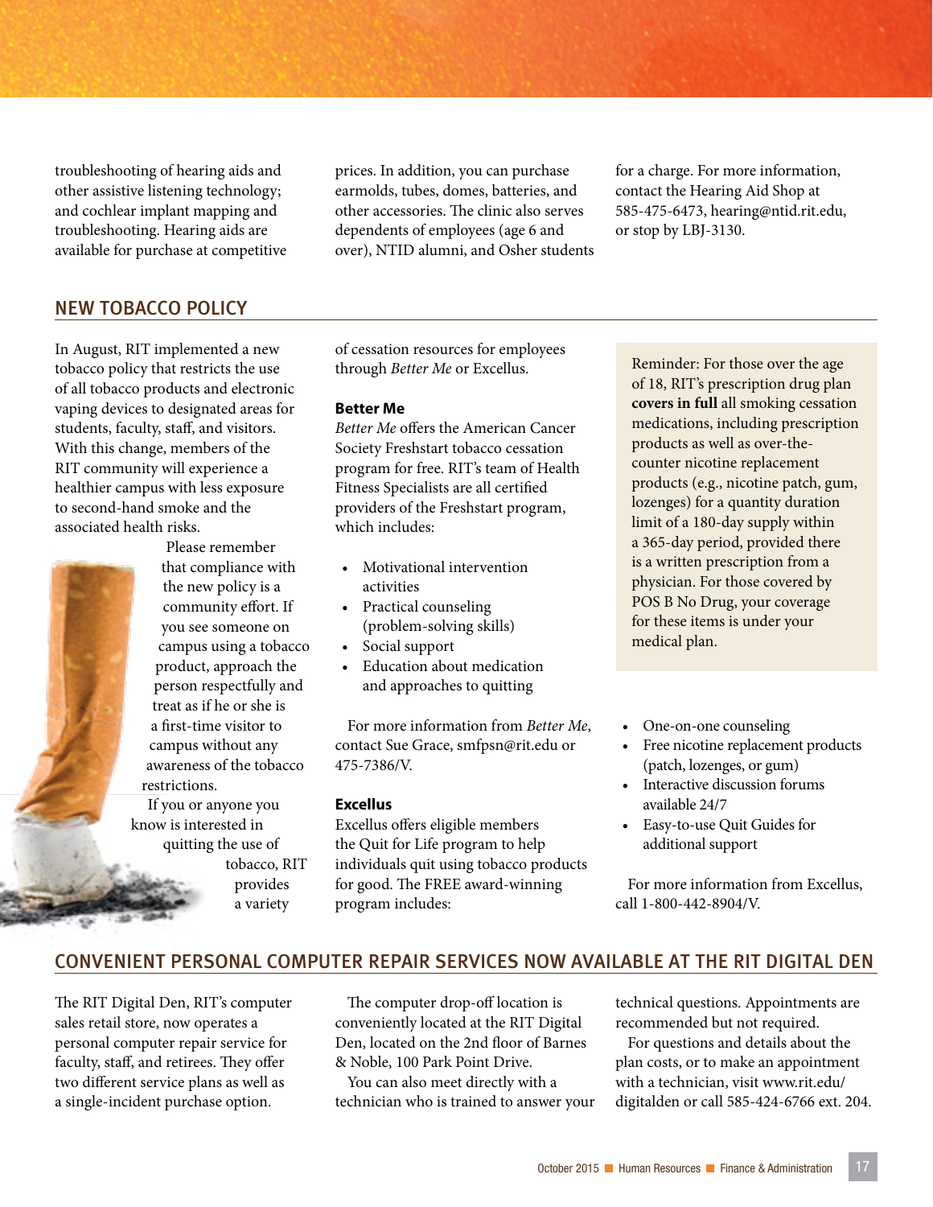troubleshooting of hearing aids and other assistive listening technology; and cochlear implant mapping and troubleshooting. Hearing aids are available for purchase at competitive prices. In addition, you can purchase earmolds, tubes, domes, batteries, and other accessories. The clinic also serves dependents of employees (age 6 and over), NTID alumni, and Osher students for a charge. For more information, contact the Hearing Aid Shop at 585-475-6473, hearing@ntid.rit.edu, or stop by LBJ-3130.

## NEW TOBACCO POLICY

In August, RIT implemented a new tobacco policy that restricts the use of all tobacco products and electronic vaping devices to designated areas for students, faculty, staff, and visitors. With this change, members of the RIT community will experience a healthier campus with less exposure to second-hand smoke and the associated health risks.

Please remember that compliance with the new policy is a community effort. If you see someone on campus using a tobacco product, approach the person respectfully and treat as if he or she is a first-time visitor to campus without any awareness of the tobacco restrictions.

If you or anyone you know is interested in quitting the use of tobacco, RIT provides a variety of cessation resources for employees through *Better Me* or Excellus.

### Better Me

*Better Me* offers the American Cancer Society Freshstart tobacco cessation program for free. RIT's team of Health Fitness Specialists are all certified providers of the Freshstart program, which includes:

- Motivational intervention activities
- Practical counseling (problem-solving skills)
- Social support
- Education about medication and approaches to quitting

For more information from *Better Me*, contact Sue Grace, smfpsn@rit.edu or 475-7386/V.

### Excellus

Excellus offers eligible members the Quit for Life program to help individuals quit using tobacco products for good. The FREE award-winning program includes:

- One-on-one counseling
- Free nicotine replacement products (patch, lozenges, or gum)
- Interactive discussion forums available 24/7
- Easy-to-use Quit Guides for additional support

For more information from Excellus, call 1-800-442-8904/V.

Reminder: For those over the age of 18, RIT's prescription drug plan **covers in full** all smoking cessation medications, including prescription products as well as over-the-counter nicotine replacement products (e.g., nicotine patch, gum, lozenges) for a quantity duration limit of a 180-day supply within a 365-day period, provided there is a written prescription from a physician. For those covered by POS B No Drug, your coverage for these items is under your medical plan.

## CONVENIENT PERSONAL COMPUTER REPAIR SERVICES NOW AVAILABLE AT THE RIT DIGITAL DEN

The RIT Digital Den, RIT's computer sales retail store, now operates a personal computer repair service for faculty, staff, and retirees. They offer two different service plans as well as a single-incident purchase option.

The computer drop-off location is conveniently located at the RIT Digital Den, located on the 2nd floor of Barnes & Noble, 100 Park Point Drive.

You can also meet directly with a technician who is trained to answer your technical questions. Appointments are recommended but not required.

For questions and details about the plan costs, or to make an appointment with a technician, visit www.rit.edu/digitalden or call 585-424-6766 ext. 204.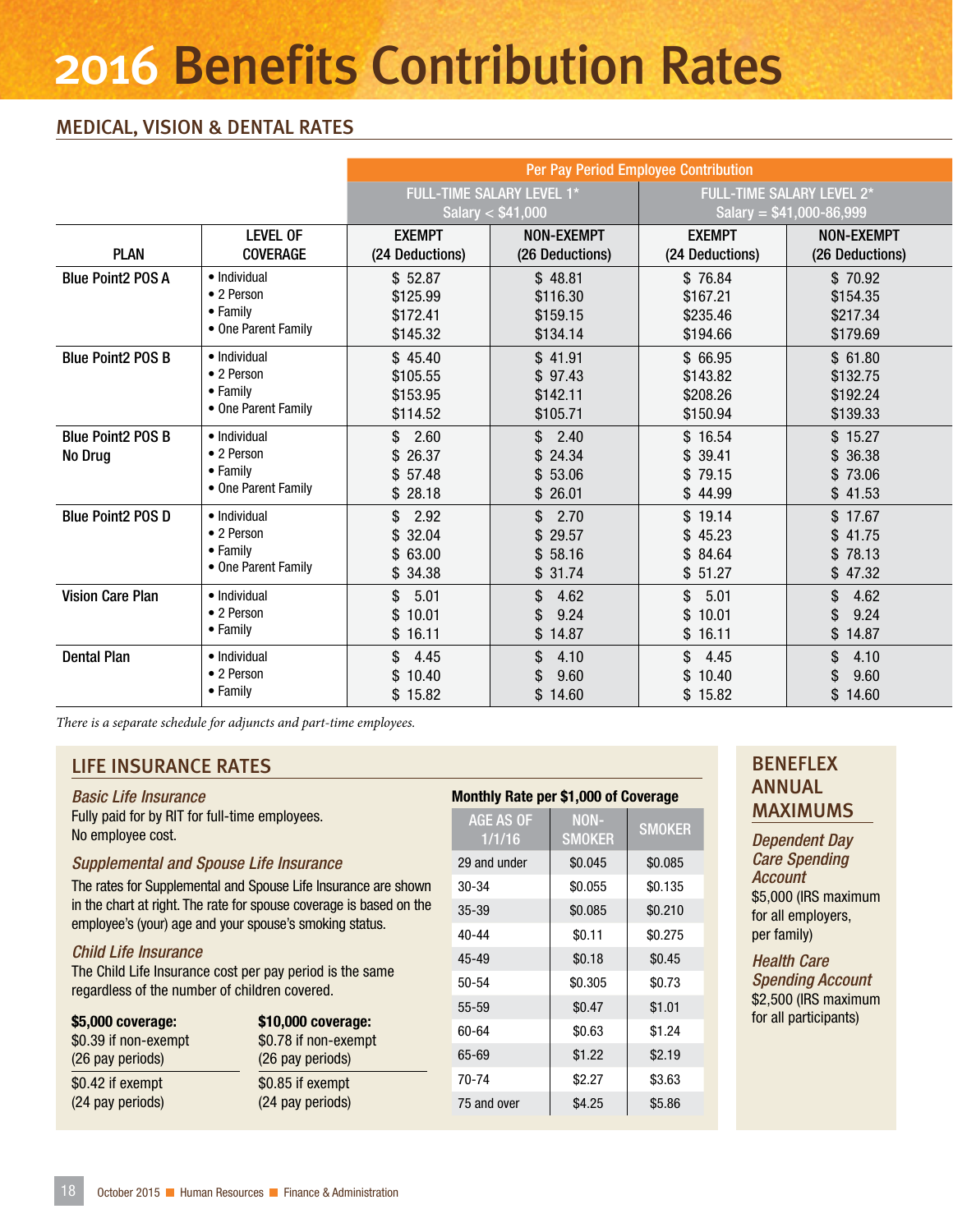# 2016 Benefits Contribution Rates

## MEDICAL, VISION & DENTAL RATES

| | | Per Pay Period Employee Contribution | | | |
|---|---|---|---|---|---|
| | | FULL-TIME SALARY LEVEL 1* Salary < $41,000 | | FULL-TIME SALARY LEVEL 2* Salary = $41,000-86,999 | |
| PLAN | LEVEL OF COVERAGE | EXEMPT (24 Deductions) | NON-EXEMPT (26 Deductions) | EXEMPT (24 Deductions) | NON-EXEMPT (26 Deductions) |
| Blue Point2 POS A | • Individual | $ 52.87 | $ 48.81 | $ 76.84 | $ 70.92 |
| | • 2 Person | $125.99 | $116.30 | $167.21 | $154.35 |
| | • Family | $172.41 | $159.15 | $235.46 | $217.34 |
| | • One Parent Family | $145.32 | $134.14 | $194.66 | $179.69 |
| Blue Point2 POS B | • Individual | $ 45.40 | $ 41.91 | $ 66.95 | $ 61.80 |
| | • 2 Person | $105.55 | $ 97.43 | $143.82 | $132.75 |
| | • Family | $153.95 | $142.11 | $208.26 | $192.24 |
| | • One Parent Family | $114.52 | $105.71 | $150.94 | $139.33 |
| Blue Point2 POS B No Drug | • Individual | $ 2.60 | $ 2.40 | $ 16.54 | $ 15.27 |
| | • 2 Person | $ 26.37 | $ 24.34 | $ 39.41 | $ 36.38 |
| | • Family | $ 57.48 | $ 53.06 | $ 79.15 | $ 73.06 |
| | • One Parent Family | $ 28.18 | $ 26.01 | $ 44.99 | $ 41.53 |
| Blue Point2 POS D | • Individual | $ 2.92 | $ 2.70 | $ 19.14 | $ 17.67 |
| | • 2 Person | $ 32.04 | $ 29.57 | $ 45.23 | $ 41.75 |
| | • Family | $ 63.00 | $ 58.16 | $ 84.64 | $ 78.13 |
| | • One Parent Family | $ 34.38 | $ 31.74 | $ 51.27 | $ 47.32 |
| Vision Care Plan | • Individual | $ 5.01 | $ 4.62 | $ 5.01 | $ 4.62 |
| | • 2 Person | $ 10.01 | $ 9.24 | $ 10.01 | $ 9.24 |
| | • Family | $ 16.11 | $ 14.87 | $ 16.11 | $ 14.87 |
| Dental Plan | • Individual | $ 4.45 | $ 4.10 | $ 4.45 | $ 4.10 |
| | • 2 Person | $ 10.40 | $ 9.60 | $ 10.40 | $ 9.60 |
| | • Family | $ 15.82 | $ 14.60 | $ 15.82 | $ 14.60 |

*There is a separate schedule for adjuncts and part-time employees.*

## LIFE INSURANCE RATES

### *Basic Life Insurance*

Fully paid for by RIT for full-time employees. No employee cost.

### *Supplemental and Spouse Life Insurance*

The rates for Supplemental and Spouse Life Insurance are shown in the chart at right. The rate for spouse coverage is based on the employee's (your) age and your spouse's smoking status.

### *Child Life Insurance*

The Child Life Insurance cost per pay period is the same regardless of the number of children covered.

**$5,000 coverage:**
$0.39 if non-exempt (26 pay periods)
$0.42 if exempt (24 pay periods)

**$10,000 coverage:**
$0.78 if non-exempt (26 pay periods)
$0.85 if exempt (24 pay periods)

**Monthly Rate per $1,000 of Coverage**

| AGE AS OF 1/1/16 | NON-SMOKER | SMOKER |
|---|---|---|
| 29 and under | $0.045 | $0.085 |
| 30-34 | $0.055 | $0.135 |
| 35-39 | $0.085 | $0.210 |
| 40-44 | $0.11 | $0.275 |
| 45-49 | $0.18 | $0.45 |
| 50-54 | $0.305 | $0.73 |
| 55-59 | $0.47 | $1.01 |
| 60-64 | $0.63 | $1.24 |
| 65-69 | $1.22 | $2.19 |
| 70-74 | $2.27 | $3.63 |
| 75 and over | $4.25 | $5.86 |

## BENEFLEX ANNUAL MAXIMUMS

### *Dependent Day Care Spending Account*

$5,000 (IRS maximum for all employers, per family)

### *Health Care Spending Account*

$2,500 (IRS maximum for all participants)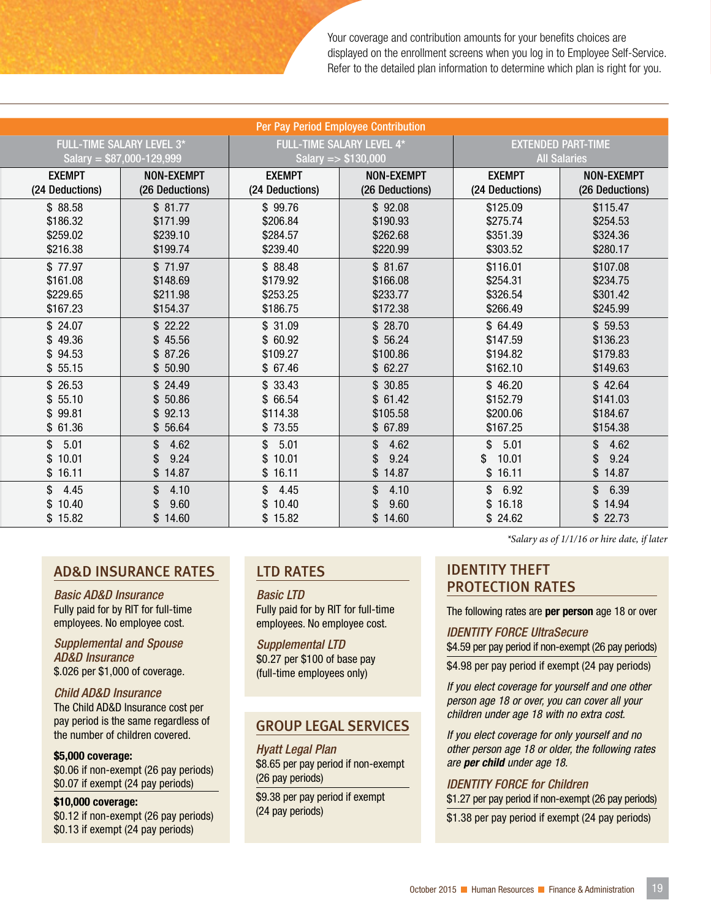Your coverage and contribution amounts for your benefits choices are displayed on the enrollment screens when you log in to Employee Self-Service. Refer to the detailed plan information to determine which plan is right for you.

| Per Pay Period Employee Contribution | | | | | |
|---|---|---|---|---|---|
| FULL-TIME SALARY LEVEL 3* Salary = $87,000-129,999 | | FULL-TIME SALARY LEVEL 4* Salary => $130,000 | | EXTENDED PART-TIME All Salaries | |
| EXEMPT (24 Deductions) | NON-EXEMPT (26 Deductions) | EXEMPT (24 Deductions) | NON-EXEMPT (26 Deductions) | EXEMPT (24 Deductions) | NON-EXEMPT (26 Deductions) |
| $ 88.58 | $ 81.77 | $ 99.76 | $ 92.08 | $125.09 | $115.47 |
| $186.32 | $171.99 | $206.84 | $190.93 | $275.74 | $254.53 |
| $259.02 | $239.10 | $284.57 | $262.68 | $351.39 | $324.36 |
| $216.38 | $199.74 | $239.40 | $220.99 | $303.52 | $280.17 |
| $ 77.97 | $ 71.97 | $ 88.48 | $ 81.67 | $116.01 | $107.08 |
| $161.08 | $148.69 | $179.92 | $166.08 | $254.31 | $234.75 |
| $229.65 | $211.98 | $253.25 | $233.77 | $326.54 | $301.42 |
| $167.23 | $154.37 | $186.75 | $172.38 | $266.49 | $245.99 |
| $ 24.07 | $ 22.22 | $ 31.09 | $ 28.70 | $ 64.49 | $ 59.53 |
| $ 49.36 | $ 45.56 | $ 60.92 | $ 56.24 | $147.59 | $136.23 |
| $ 94.53 | $ 87.26 | $109.27 | $100.86 | $194.82 | $179.83 |
| $ 55.15 | $ 50.90 | $ 67.46 | $ 62.27 | $162.10 | $149.63 |
| $ 26.53 | $ 24.49 | $ 33.43 | $ 30.85 | $ 46.20 | $ 42.64 |
| $ 55.10 | $ 50.86 | $ 66.54 | $ 61.42 | $152.79 | $141.03 |
| $ 99.81 | $ 92.13 | $114.38 | $105.58 | $200.06 | $184.67 |
| $ 61.36 | $ 56.64 | $ 73.55 | $ 67.89 | $167.25 | $154.38 |
| $ 5.01 | $ 4.62 | $ 5.01 | $ 4.62 | $ 5.01 | $ 4.62 |
| $ 10.01 | $ 9.24 | $ 10.01 | $ 9.24 | $ 10.01 | $ 9.24 |
| $ 16.11 | $ 14.87 | $ 16.11 | $ 14.87 | $ 16.11 | $ 14.87 |
| $ 4.45 | $ 4.10 | $ 4.45 | $ 4.10 | $ 6.92 | $ 6.39 |
| $ 10.40 | $ 9.60 | $ 10.40 | $ 9.60 | $ 16.18 | $ 14.94 |
| $ 15.82 | $ 14.60 | $ 15.82 | $ 14.60 | $ 24.62 | $ 22.73 |

*Salary as of 1/1/16 or hire date, if later*

## AD&D INSURANCE RATES

*Basic AD&D Insurance*
Fully paid for by RIT for full-time employees. No employee cost.

*Supplemental and Spouse AD&D Insurance*
$.026 per $1,000 of coverage.

*Child AD&D Insurance*
The Child AD&D Insurance cost per pay period is the same regardless of the number of children covered.

**$5,000 coverage:**
$0.06 if non-exempt (26 pay periods)
$0.07 if exempt (24 pay periods)

**$10,000 coverage:**
$0.12 if non-exempt (26 pay periods)
$0.13 if exempt (24 pay periods)

## LTD RATES

*Basic LTD*
Fully paid for by RIT for full-time employees. No employee cost.

*Supplemental LTD*
$0.27 per $100 of base pay (full-time employees only)

## GROUP LEGAL SERVICES

*Hyatt Legal Plan*
$8.65 per pay period if non-exempt (26 pay periods)

$9.38 per pay period if exempt (24 pay periods)

## IDENTITY THEFT PROTECTION RATES

The following rates are **per person** age 18 or over

*IDENTITY FORCE UltraSecure*
$4.59 per pay period if non-exempt (26 pay periods)

$4.98 per pay period if exempt (24 pay periods)

*If you elect coverage for yourself and one other person age 18 or over, you can cover all your children under age 18 with no extra cost.*

*If you elect coverage for only yourself and no other person age 18 or older, the following rates are **per child** under age 18.*

*IDENTITY FORCE for Children*
$1.27 per pay period if non-exempt (26 pay periods)

$1.38 per pay period if exempt (24 pay periods)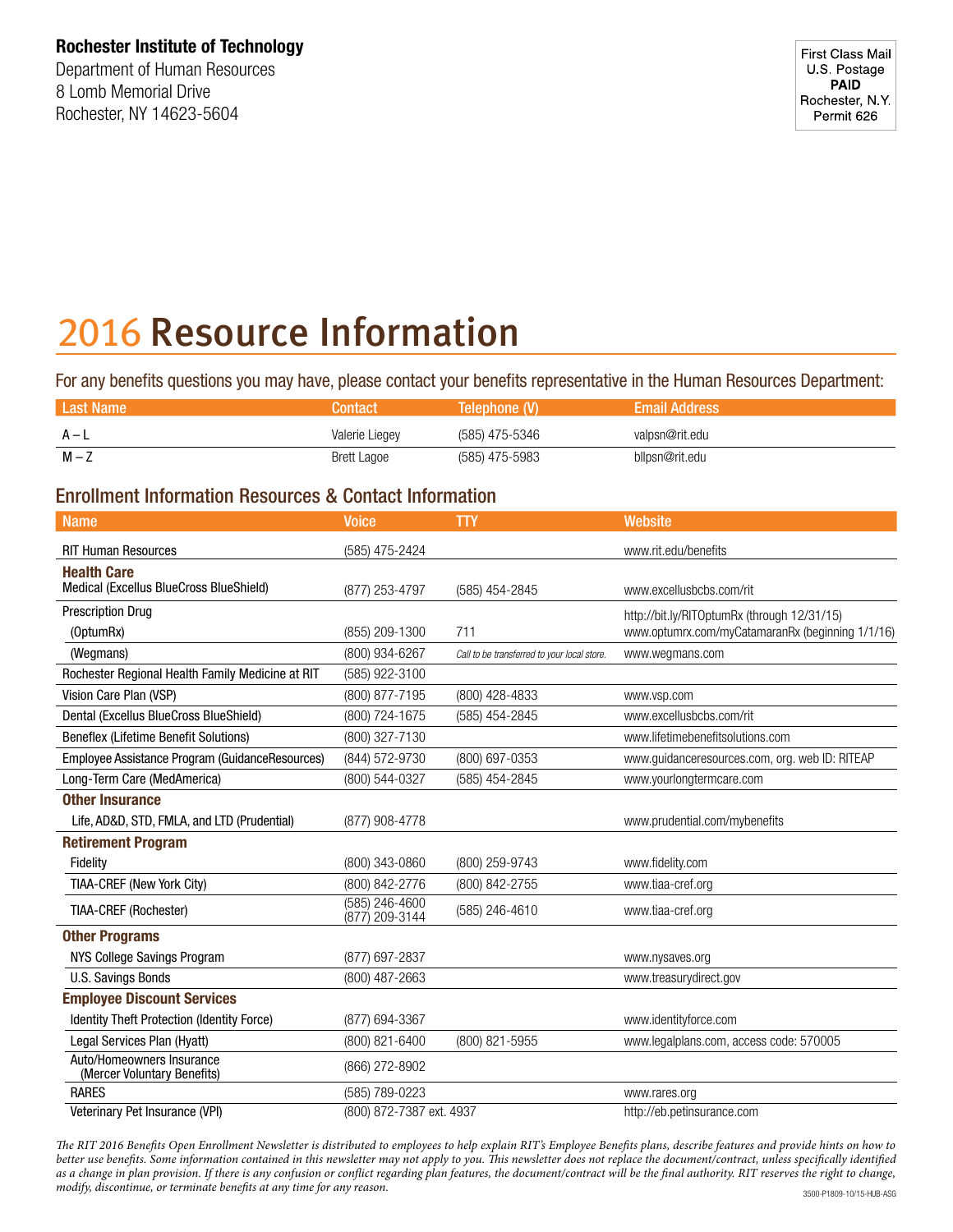**Rochester Institute of Technology**
Department of Human Resources
8 Lomb Memorial Drive
Rochester, NY 14623-5604

First Class Mail
U.S. Postage
**PAID**
Rochester, N.Y.
Permit 626

# 2016 Resource Information

For any benefits questions you may have, please contact your benefits representative in the Human Resources Department:

| Last Name | Contact | Telephone (V) | Email Address |
|---|---|---|---|
| A – L | Valerie Liegey | (585) 475-5346 | valpsn@rit.edu |
| M – Z | Brett Lagoe | (585) 475-5983 | bllpsn@rit.edu |

## Enrollment Information Resources & Contact Information

| Name | Voice | TTY | Website |
|---|---|---|---|
| RIT Human Resources | (585) 475-2424 | | www.rit.edu/benefits |
| **Health Care** | | | |
| Medical (Excellus BlueCross BlueShield) | (877) 253-4797 | (585) 454-2845 | www.excellusbcbs.com/rit |
| Prescription Drug | | | http://bit.ly/RITOptumRx (through 12/31/15) |
| (OptumRx) | (855) 209-1300 | 711 | www.optumrx.com/myCatamaranRx (beginning 1/1/16) |
| (Wegmans) | (800) 934-6267 | *Call to be transferred to your local store.* | www.wegmans.com |
| Rochester Regional Health Family Medicine at RIT | (585) 922-3100 | | |
| Vision Care Plan (VSP) | (800) 877-7195 | (800) 428-4833 | www.vsp.com |
| Dental (Excellus BlueCross BlueShield) | (800) 724-1675 | (585) 454-2845 | www.excellusbcbs.com/rit |
| Beneflex (Lifetime Benefit Solutions) | (800) 327-7130 | | www.lifetimebenefitsolutions.com |
| Employee Assistance Program (GuidanceResources) | (844) 572-9730 | (800) 697-0353 | www.guidanceresources.com, org. web ID: RITEAP |
| Long-Term Care (MedAmerica) | (800) 544-0327 | (585) 454-2845 | www.yourlongtermcare.com |
| **Other Insurance** | | | |
| Life, AD&D, STD, FMLA, and LTD (Prudential) | (877) 908-4778 | | www.prudential.com/mybenefits |
| **Retirement Program** | | | |
| Fidelity | (800) 343-0860 | (800) 259-9743 | www.fidelity.com |
| TIAA-CREF (New York City) | (800) 842-2776 | (800) 842-2755 | www.tiaa-cref.org |
| TIAA-CREF (Rochester) | (585) 246-4600<br>(877) 209-3144 | (585) 246-4610 | www.tiaa-cref.org |
| **Other Programs** | | | |
| NYS College Savings Program | (877) 697-2837 | | www.nysaves.org |
| U.S. Savings Bonds | (800) 487-2663 | | www.treasurydirect.gov |
| **Employee Discount Services** | | | |
| Identity Theft Protection (Identity Force) | (877) 694-3367 | | www.identityforce.com |
| Legal Services Plan (Hyatt) | (800) 821-6400 | (800) 821-5955 | www.legalplans.com, access code: 570005 |
| Auto/Homeowners Insurance (Mercer Voluntary Benefits) | (866) 272-8902 | | |
| RARES | (585) 789-0223 | | www.rares.org |
| Veterinary Pet Insurance (VPI) | (800) 872-7387 ext. 4937 | | http://eb.petinsurance.com |

*The RIT 2016 Benefits Open Enrollment Newsletter is distributed to employees to help explain RIT's Employee Benefits plans, describe features and provide hints on how to better use benefits. Some information contained in this newsletter may not apply to you. This newsletter does not replace the document/contract, unless specifically identified as a change in plan provision. If there is any confusion or conflict regarding plan features, the document/contract will be the final authority. RIT reserves the right to change, modify, discontinue, or terminate benefits at any time for any reason.*

3500-P1809-10/15-HUB-ASG